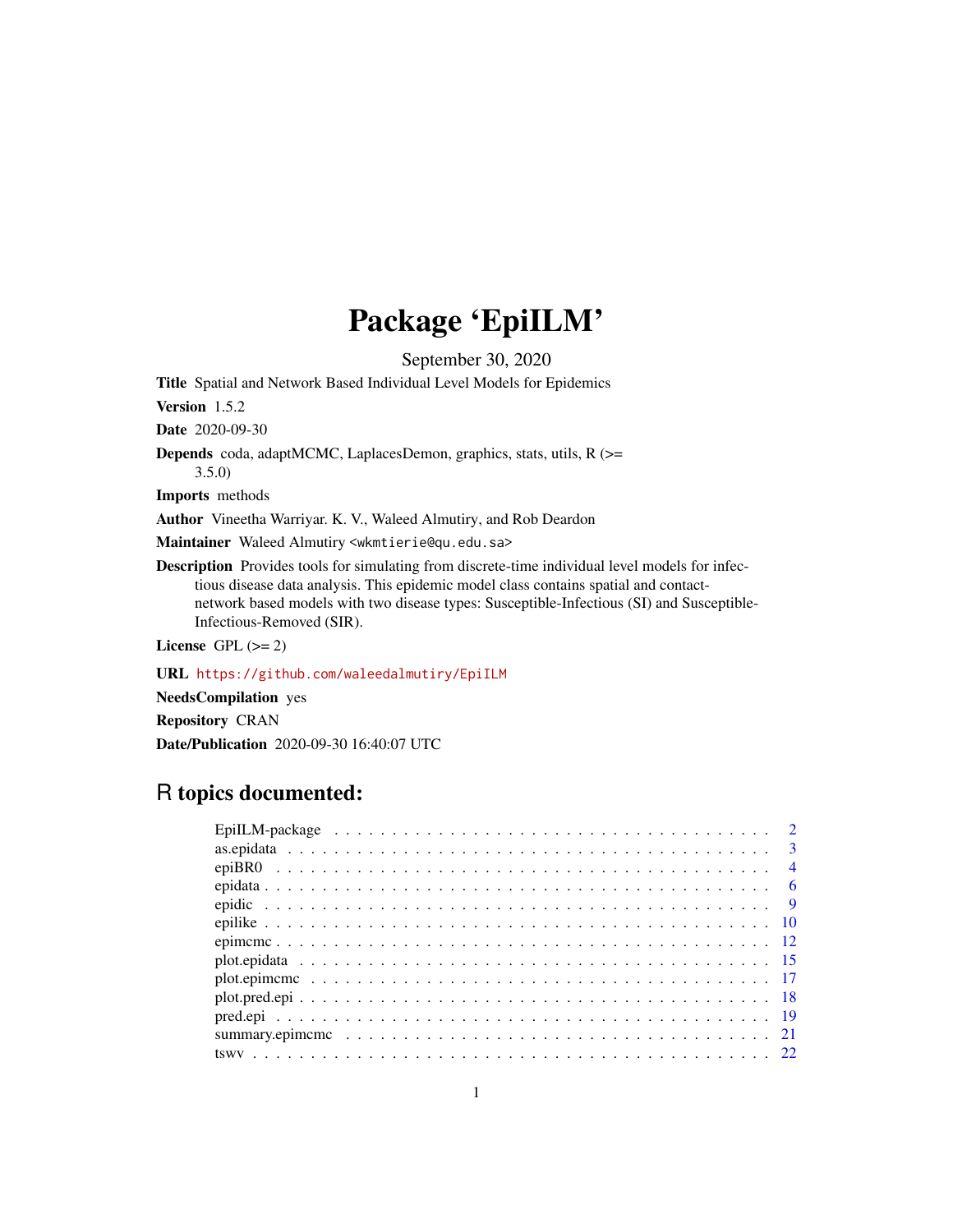# Package 'EpiILM'

September 30, 2020

**Title** Spatial and Network Based Individual Level Models for Epidemics

**Version** 1.5.2

**Date** 2020-09-30

**Depends** coda, adaptMCMC, LaplacesDemon, graphics, stats, utils, R (>= 3.5.0)

**Imports** methods

**Author** Vineetha Warriyar. K. V., Waleed Almutiry, and Rob Deardon

**Maintainer** Waleed Almutiry <wkmtierie@qu.edu.sa>

**Description** Provides tools for simulating from discrete-time individual level models for infectious disease data analysis. This epidemic model class contains spatial and contact-network based models with two disease types: Susceptible-Infectious (SI) and Susceptible-Infectious-Removed (SIR).

**License** GPL (>= 2)

**URL** https://github.com/waleedalmutiry/EpiILM

**NeedsCompilation** yes

**Repository** CRAN

**Date/Publication** 2020-09-30 16:40:07 UTC

## R topics documented:

| | |
|---|---|
| EpiILM-package | 2 |
| as.epidata | 3 |
| epiBR0 | 4 |
| epidata | 6 |
| epidic | 9 |
| epilike | 10 |
| epimcmc | 12 |
| plot.epidata | 15 |
| plot.epimcmc | 17 |
| plot.pred.epi | 18 |
| pred.epi | 19 |
| summary.epimcmc | 21 |
| tswv | 22 |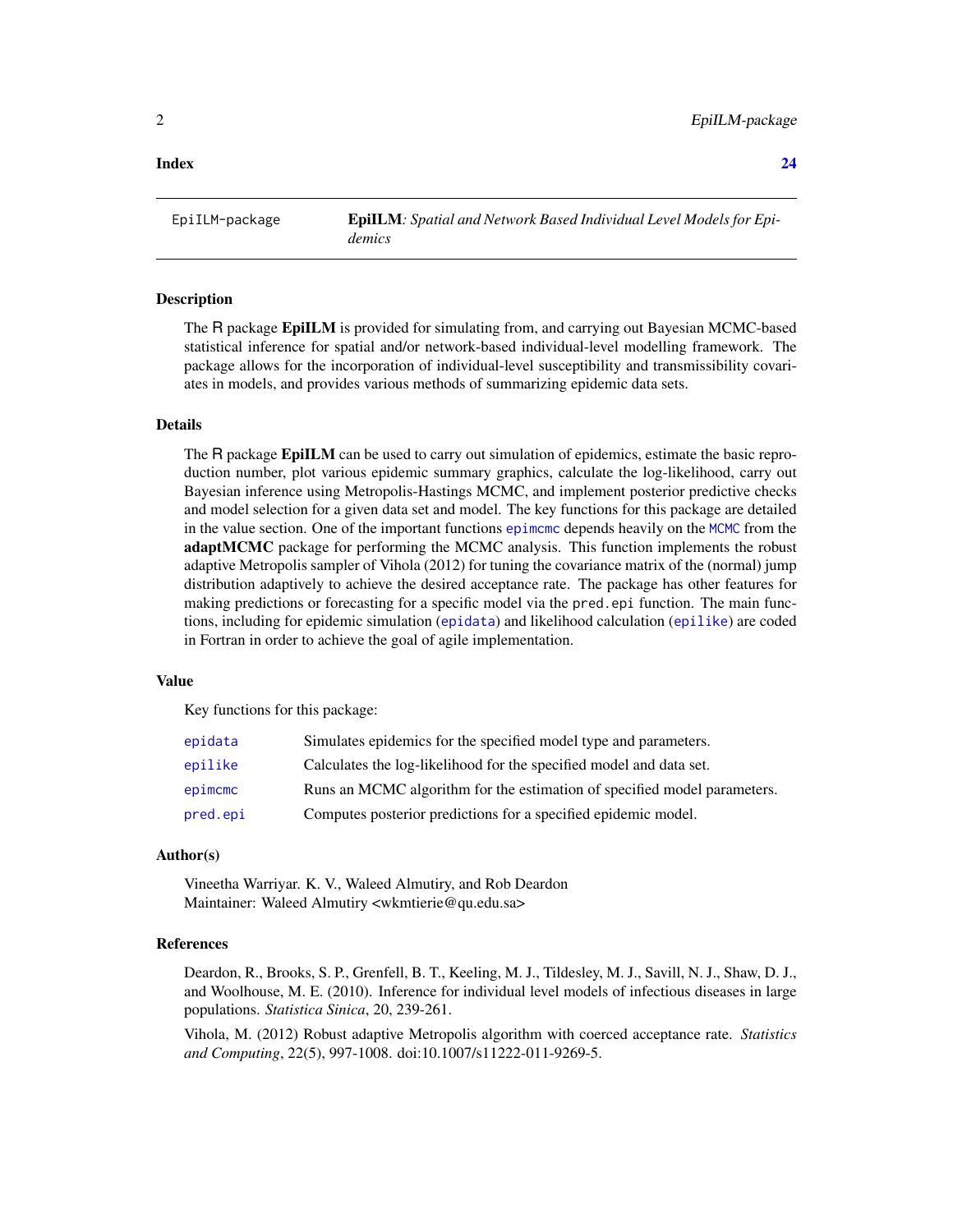**Index** **24**

| EpiILM-package | **EpiILM**: *Spatial and Network Based Individual Level Models for Epidemics* |
|---|---|

## Description

The R package **EpiILM** is provided for simulating from, and carrying out Bayesian MCMC-based statistical inference for spatial and/or network-based individual-level modelling framework. The package allows for the incorporation of individual-level susceptibility and transmissibility covariates in models, and provides various methods of summarizing epidemic data sets.

## Details

The R package **EpiILM** can be used to carry out simulation of epidemics, estimate the basic reproduction number, plot various epidemic summary graphics, calculate the log-likelihood, carry out Bayesian inference using Metropolis-Hastings MCMC, and implement posterior predictive checks and model selection for a given data set and model. The key functions for this package are detailed in the value section. One of the important functions `epimcmc` depends heavily on the `MCMC` from the **adaptMCMC** package for performing the MCMC analysis. This function implements the robust adaptive Metropolis sampler of Vihola (2012) for tuning the covariance matrix of the (normal) jump distribution adaptively to achieve the desired acceptance rate. The package has other features for making predictions or forecasting for a specific model via the `pred.epi` function. The main functions, including for epidemic simulation (`epidata`) and likelihood calculation (`epilike`) are coded in Fortran in order to achieve the goal of agile implementation.

## Value

Key functions for this package:

| | |
|---|---|
| `epidata` | Simulates epidemics for the specified model type and parameters. |
| `epilike` | Calculates the log-likelihood for the specified model and data set. |
| `epimcmc` | Runs an MCMC algorithm for the estimation of specified model parameters. |
| `pred.epi` | Computes posterior predictions for a specified epidemic model. |

## Author(s)

Vineetha Warriyar. K. V., Waleed Almutiry, and Rob Deardon
Maintainer: Waleed Almutiry <wkmtierie@qu.edu.sa>

## References

Deardon, R., Brooks, S. P., Grenfell, B. T., Keeling, M. J., Tildesley, M. J., Savill, N. J., Shaw, D. J., and Woolhouse, M. E. (2010). Inference for individual level models of infectious diseases in large populations. *Statistica Sinica*, 20, 239-261.

Vihola, M. (2012) Robust adaptive Metropolis algorithm with coerced acceptance rate. *Statistics and Computing*, 22(5), 997-1008. doi:10.1007/s11222-011-9269-5.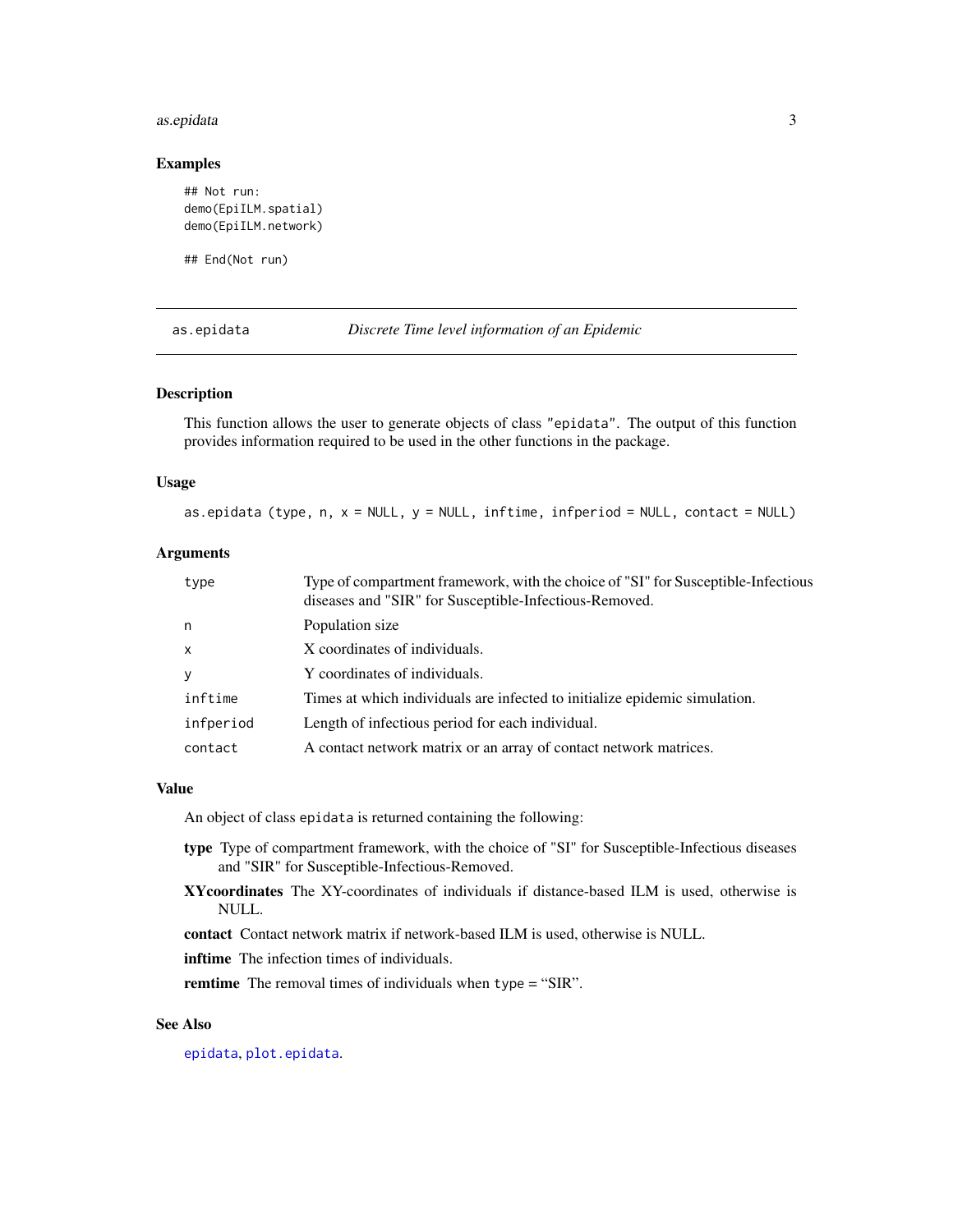### Examples

```
## Not run:
demo(EpiILM.spatial)
demo(EpiILM.network)

## End(Not run)
```

---

## as.epidata *Discrete Time level information of an Epidemic*

---

### Description

This function allows the user to generate objects of class "epidata". The output of this function provides information required to be used in the other functions in the package.

### Usage

```
as.epidata (type, n, x = NULL, y = NULL, inftime, infperiod = NULL, contact = NULL)
```

### Arguments

| | |
|---|---|
| type | Type of compartment framework, with the choice of "SI" for Susceptible-Infectious diseases and "SIR" for Susceptible-Infectious-Removed. |
| n | Population size |
| x | X coordinates of individuals. |
| y | Y coordinates of individuals. |
| inftime | Times at which individuals are infected to initialize epidemic simulation. |
| infperiod | Length of infectious period for each individual. |
| contact | A contact network matrix or an array of contact network matrices. |

### Value

An object of class `epidata` is returned containing the following:

**type** Type of compartment framework, with the choice of "SI" for Susceptible-Infectious diseases and "SIR" for Susceptible-Infectious-Removed.

**XYcoordinates** The XY-coordinates of individuals if distance-based ILM is used, otherwise is NULL.

**contact** Contact network matrix if network-based ILM is used, otherwise is NULL.

**inftime** The infection times of individuals.

**remtime** The removal times of individuals when `type` = “SIR”.

### See Also

`epidata`, `plot.epidata`.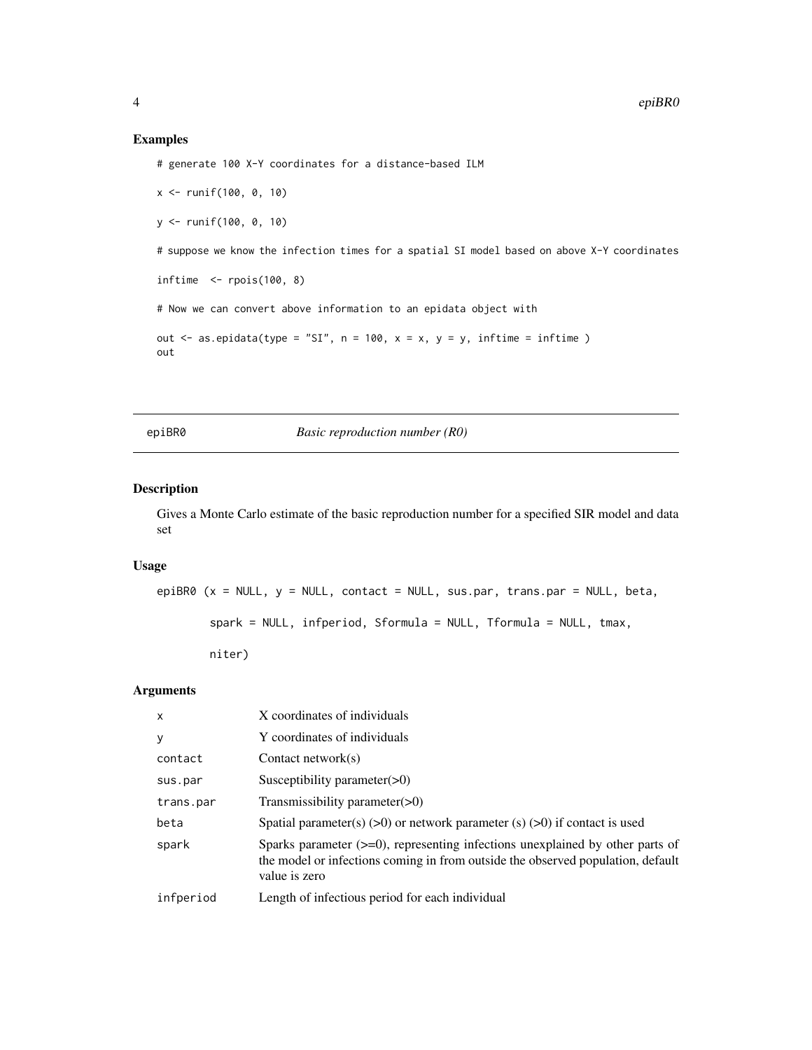## Examples

```
# generate 100 X-Y coordinates for a distance-based ILM

x <- runif(100, 0, 10)

y <- runif(100, 0, 10)

# suppose we know the infection times for a spatial SI model based on above X-Y coordinates

inftime  <- rpois(100, 8)

# Now we can convert above information to an epidata object with

out <- as.epidata(type = "SI", n = 100, x = x, y = y, inftime = inftime )
out
```

---

# epiBR0 — *Basic reproduction number (R0)*

---

## Description

Gives a Monte Carlo estimate of the basic reproduction number for a specified SIR model and data set

## Usage

```
epiBR0 (x = NULL, y = NULL, contact = NULL, sus.par, trans.par = NULL, beta,

        spark = NULL, infperiod, Sformula = NULL, Tformula = NULL, tmax,

        niter)
```

## Arguments

| | |
|---|---|
| x | X coordinates of individuals |
| y | Y coordinates of individuals |
| contact | Contact network(s) |
| sus.par | Susceptibility parameter(>0) |
| trans.par | Transmissibility parameter(>0) |
| beta | Spatial parameter(s) (>0) or network parameter (s) (>0) if contact is used |
| spark | Sparks parameter (>=0), representing infections unexplained by other parts of the model or infections coming in from outside the observed population, default value is zero |
| infperiod | Length of infectious period for each individual |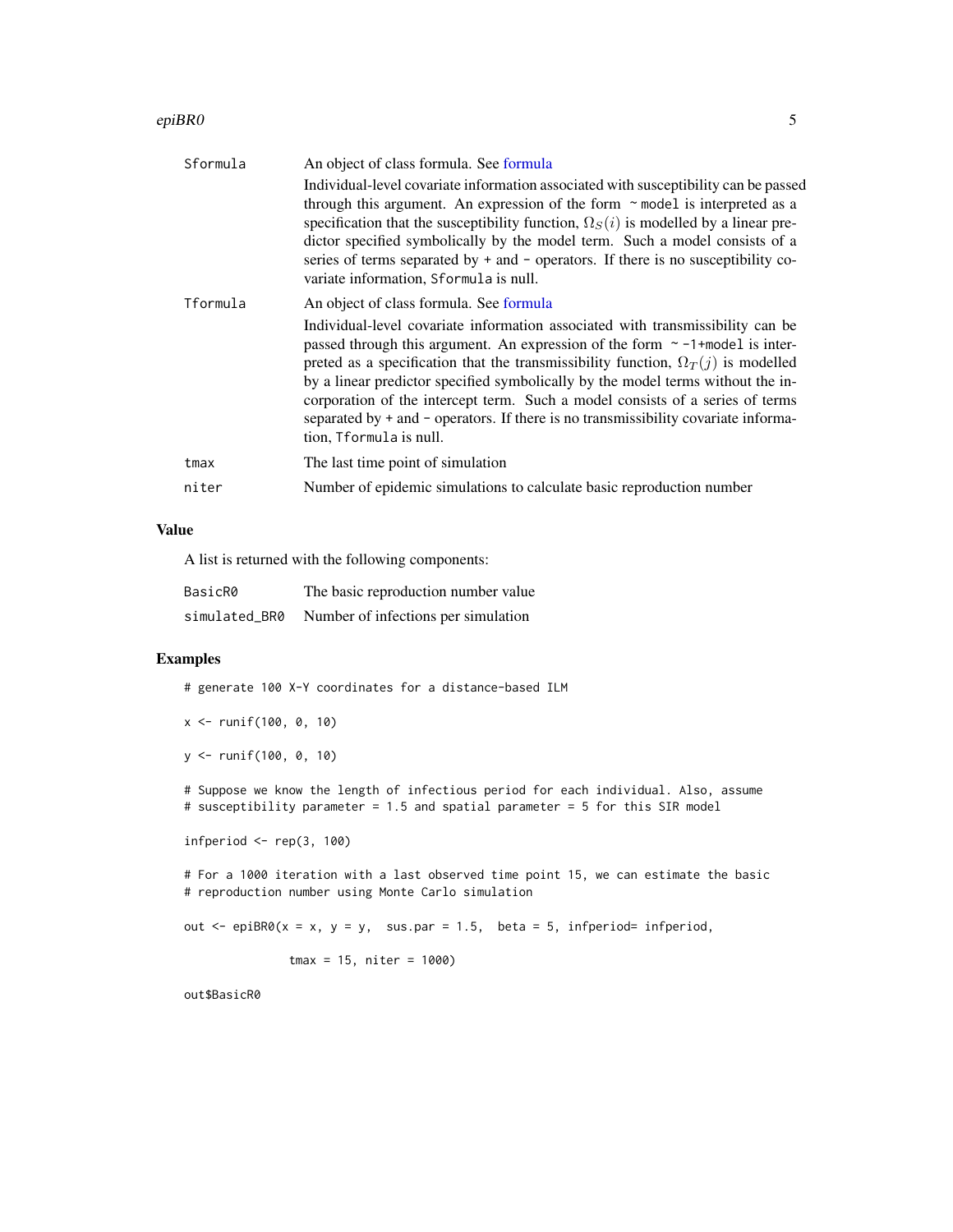| | |
|---|---|
| Sformula | An object of class formula. See formula<br>Individual-level covariate information associated with susceptibility can be passed through this argument. An expression of the form `~ model` is interpreted as a specification that the susceptibility function, $\Omega_S(i)$ is modelled by a linear predictor specified symbolically by the model term. Such a model consists of a series of terms separated by `+` and `-` operators. If there is no susceptibility covariate information, `Sformula` is null. |
| Tformula | An object of class formula. See formula<br>Individual-level covariate information associated with transmissibility can be passed through this argument. An expression of the form `~ -1+model` is interpreted as a specification that the transmissibility function, $\Omega_T(j)$ is modelled by a linear predictor specified symbolically by the model terms without the incorporation of the intercept term. Such a model consists of a series of terms separated by `+` and `-` operators. If there is no transmissibility covariate information, `Tformula` is null. |
| tmax | The last time point of simulation |
| niter | Number of epidemic simulations to calculate basic reproduction number |

## Value

A list is returned with the following components:

| | |
|---|---|
| BasicR0 | The basic reproduction number value |
| simulated_BR0 | Number of infections per simulation |

## Examples

```
# generate 100 X-Y coordinates for a distance-based ILM

x <- runif(100, 0, 10)

y <- runif(100, 0, 10)

# Suppose we know the length of infectious period for each individual. Also, assume
# susceptibility parameter = 1.5 and spatial parameter = 5 for this SIR model

infperiod <- rep(3, 100)

# For a 1000 iteration with a last observed time point 15, we can estimate the basic
# reproduction number using Monte Carlo simulation

out <- epiBR0(x = x, y = y,  sus.par = 1.5,  beta = 5, infperiod= infperiod,

               tmax = 15, niter = 1000)

out$BasicR0
```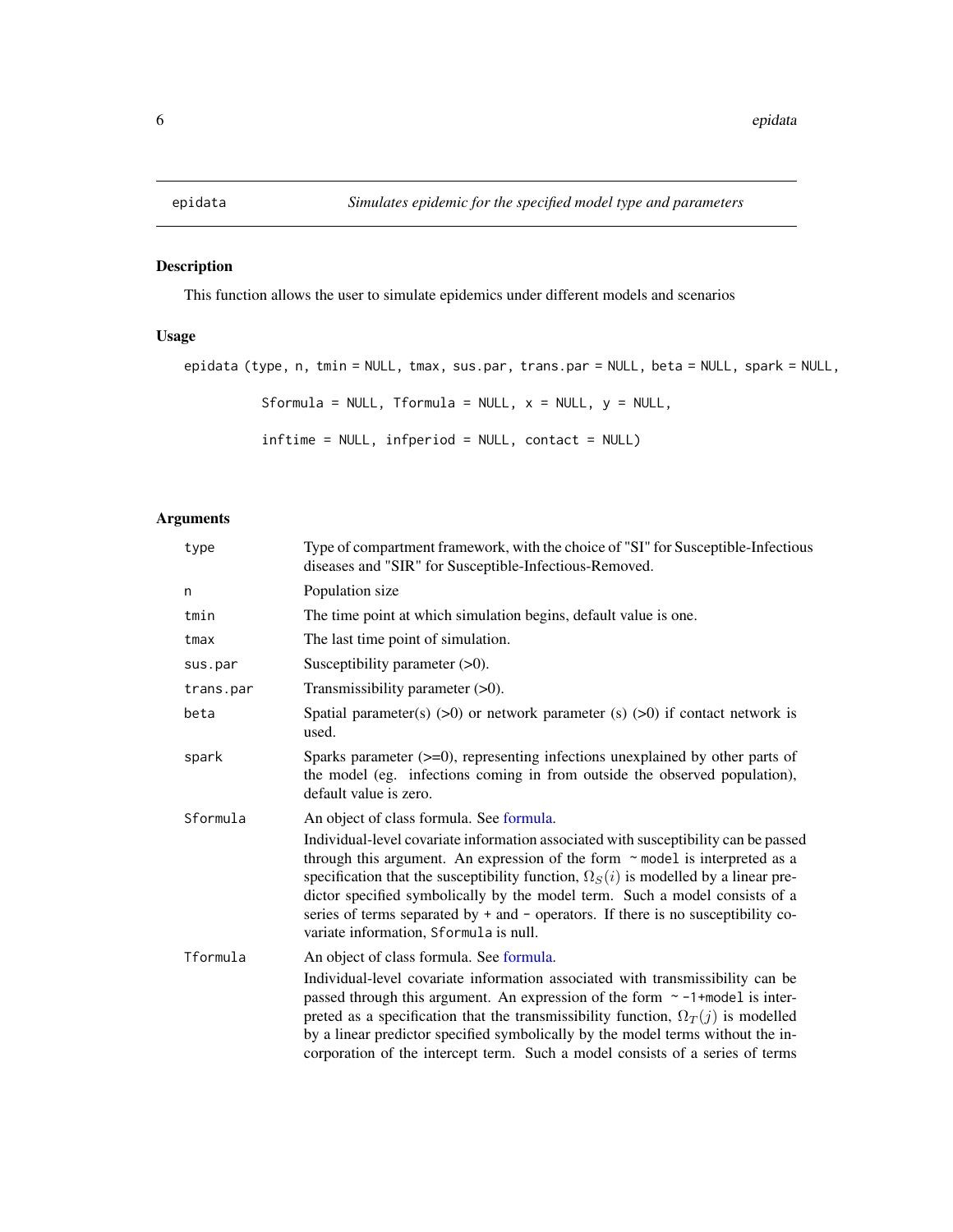## epidata — *Simulates epidemic for the specified model type and parameters*

### Description

This function allows the user to simulate epidemics under different models and scenarios

### Usage

```
epidata (type, n, tmin = NULL, tmax, sus.par, trans.par = NULL, beta = NULL, spark = NULL,

          Sformula = NULL, Tformula = NULL, x = NULL, y = NULL,

          inftime = NULL, infperiod = NULL, contact = NULL)
```

### Arguments

| Argument | Description |
|---|---|
| type | Type of compartment framework, with the choice of "SI" for Susceptible-Infectious diseases and "SIR" for Susceptible-Infectious-Removed. |
| n | Population size |
| tmin | The time point at which simulation begins, default value is one. |
| tmax | The last time point of simulation. |
| sus.par | Susceptibility parameter (>0). |
| trans.par | Transmissibility parameter (>0). |
| beta | Spatial parameter(s) (>0) or network parameter (s) (>0) if contact network is used. |
| spark | Sparks parameter (>=0), representing infections unexplained by other parts of the model (eg. infections coming in from outside the observed population), default value is zero. |
| Sformula | An object of class formula. See formula.<br>Individual-level covariate information associated with susceptibility can be passed through this argument. An expression of the form `~ model` is interpreted as a specification that the susceptibility function, $\Omega_S(i)$ is modelled by a linear predictor specified symbolically by the model term. Such a model consists of a series of terms separated by `+` and `-` operators. If there is no susceptibility covariate information, `Sformula` is null. |
| Tformula | An object of class formula. See formula.<br>Individual-level covariate information associated with transmissibility can be passed through this argument. An expression of the form `~ -1+model` is interpreted as a specification that the transmissibility function, $\Omega_T(j)$ is modelled by a linear predictor specified symbolically by the model terms without the incorporation of the intercept term. Such a model consists of a series of terms |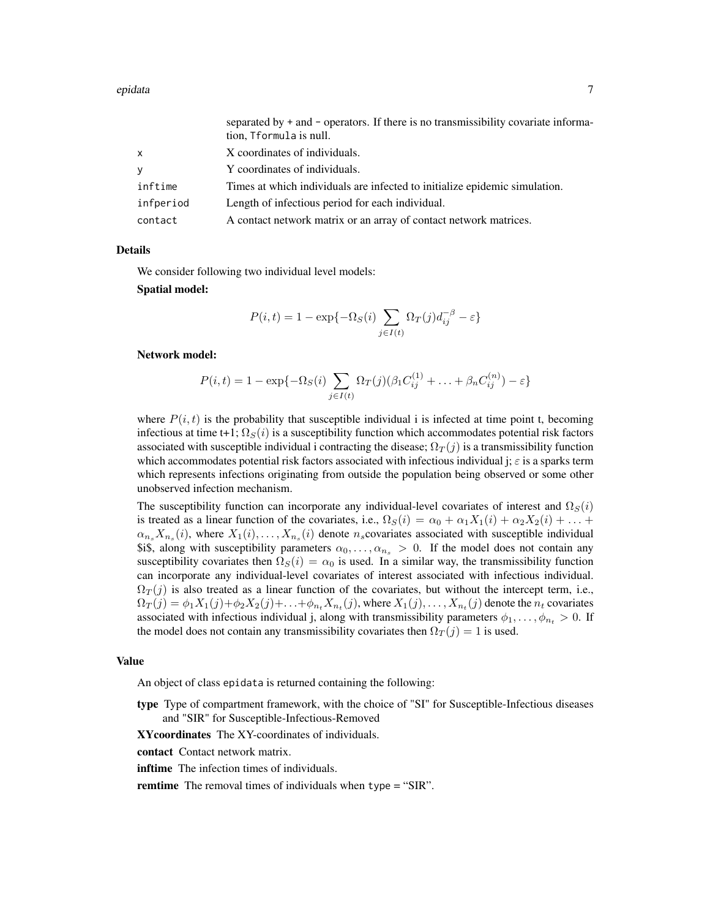|  |  |
|---|---|
|  | separated by + and - operators. If there is no transmissibility covariate information, Tformula is null. |
| x | X coordinates of individuals. |
| y | Y coordinates of individuals. |
| inftime | Times at which individuals are infected to initialize epidemic simulation. |
| infperiod | Length of infectious period for each individual. |
| contact | A contact network matrix or an array of contact network matrices. |

## Details

We consider following two individual level models:

**Spatial model:**

$$P(i,t) = 1 - \exp\{-\Omega_S(i) \sum_{j \in I(t)} \Omega_T(j) d_{ij}^{-\beta} - \varepsilon\}$$

**Network model:**

$$P(i,t) = 1 - \exp\{-\Omega_S(i) \sum_{j \in I(t)} \Omega_T(j)(\beta_1 C_{ij}^{(1)} + \ldots + \beta_n C_{ij}^{(n)}) - \varepsilon\}$$

where $P(i,t)$ is the probability that susceptible individual i is infected at time point t, becoming infectious at time t+1; $\Omega_S(i)$ is a susceptibility function which accommodates potential risk factors associated with susceptible individual i contracting the disease; $\Omega_T(j)$ is a transmissibility function which accommodates potential risk factors associated with infectious individual j; $\varepsilon$ is a sparks term which represents infections originating from outside the population being observed or some other unobserved infection mechanism.

The susceptibility function can incorporate any individual-level covariates of interest and $\Omega_S(i)$ is treated as a linear function of the covariates, i.e., $\Omega_S(i) = \alpha_0 + \alpha_1 X_1(i) + \alpha_2 X_2(i) + \ldots + \alpha_{n_s} X_{n_s}(i)$, where $X_1(i), \ldots, X_{n_s}(i)$ denote $n_s$covariates associated with susceptible individual $i$, along with susceptibility parameters $\alpha_0, \ldots, \alpha_{n_s} > 0$. If the model does not contain any susceptibility covariates then $\Omega_S(i) = \alpha_0$ is used. In a similar way, the transmissibility function can incorporate any individual-level covariates of interest associated with infectious individual. $\Omega_T(j)$ is also treated as a linear function of the covariates, but without the intercept term, i.e., $\Omega_T(j) = \phi_1 X_1(j) + \phi_2 X_2(j) + \ldots + \phi_{n_t} X_{n_t}(j)$, where $X_1(j), \ldots, X_{n_t}(j)$ denote the $n_t$ covariates associated with infectious individual j, along with transmissibility parameters $\phi_1, \ldots, \phi_{n_t} > 0$. If the model does not contain any transmissibility covariates then $\Omega_T(j) = 1$ is used.

## Value

An object of class epidata is returned containing the following:

**type** Type of compartment framework, with the choice of "SI" for Susceptible-Infectious diseases and "SIR" for Susceptible-Infectious-Removed

**XYcoordinates** The XY-coordinates of individuals.

**contact** Contact network matrix.

**inftime** The infection times of individuals.

**remtime** The removal times of individuals when type = “SIR”.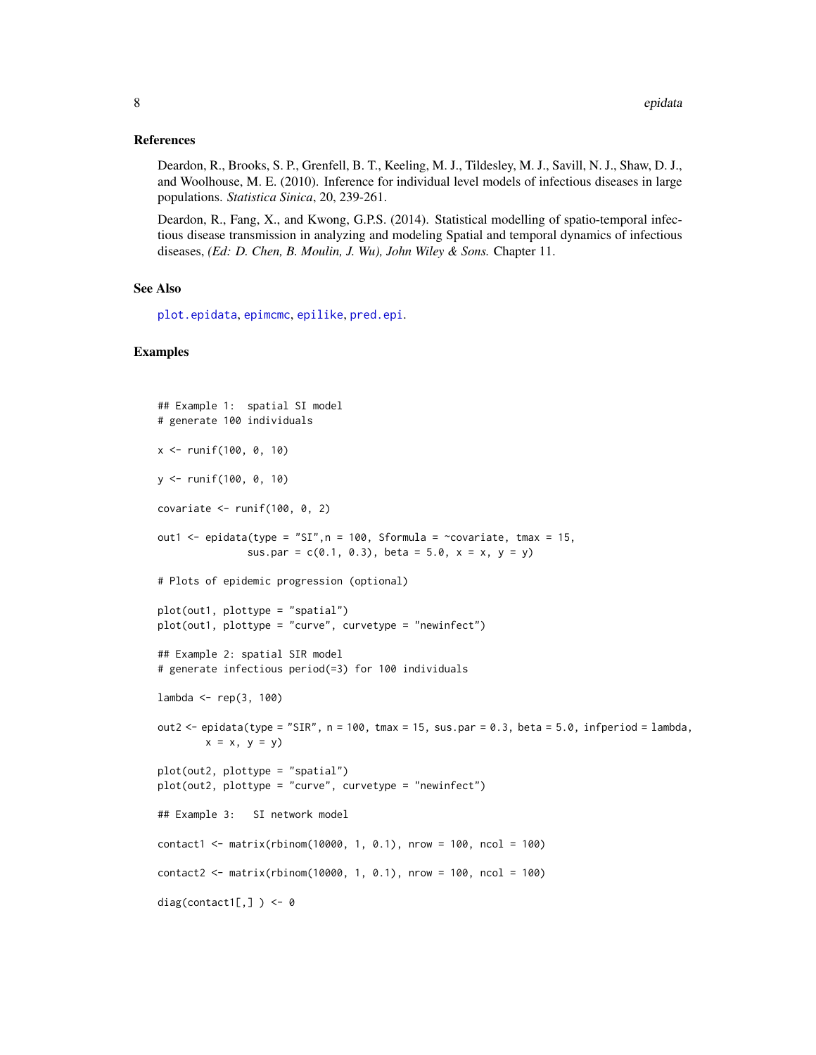### References

Deardon, R., Brooks, S. P., Grenfell, B. T., Keeling, M. J., Tildesley, M. J., Savill, N. J., Shaw, D. J., and Woolhouse, M. E. (2010). Inference for individual level models of infectious diseases in large populations. *Statistica Sinica*, 20, 239-261.

Deardon, R., Fang, X., and Kwong, G.P.S. (2014). Statistical modelling of spatio-temporal infectious disease transmission in analyzing and modeling Spatial and temporal dynamics of infectious diseases, *(Ed: D. Chen, B. Moulin, J. Wu), John Wiley & Sons.* Chapter 11.

### See Also

plot.epidata, epimcmc, epilike, pred.epi.

### Examples

```
## Example 1:  spatial SI model
# generate 100 individuals

x <- runif(100, 0, 10)

y <- runif(100, 0, 10)

covariate <- runif(100, 0, 2)

out1 <- epidata(type = "SI",n = 100, Sformula = ~covariate, tmax = 15,
               sus.par = c(0.1, 0.3), beta = 5.0, x = x, y = y)

# Plots of epidemic progression (optional)

plot(out1, plottype = "spatial")
plot(out1, plottype = "curve", curvetype = "newinfect")

## Example 2: spatial SIR model
# generate infectious period(=3) for 100 individuals

lambda <- rep(3, 100)

out2 <- epidata(type = "SIR", n = 100, tmax = 15, sus.par = 0.3, beta = 5.0, infperiod = lambda,
        x = x, y = y)

plot(out2, plottype = "spatial")
plot(out2, plottype = "curve", curvetype = "newinfect")

## Example 3:   SI network model

contact1 <- matrix(rbinom(10000, 1, 0.1), nrow = 100, ncol = 100)

contact2 <- matrix(rbinom(10000, 1, 0.1), nrow = 100, ncol = 100)

diag(contact1[,] ) <- 0
```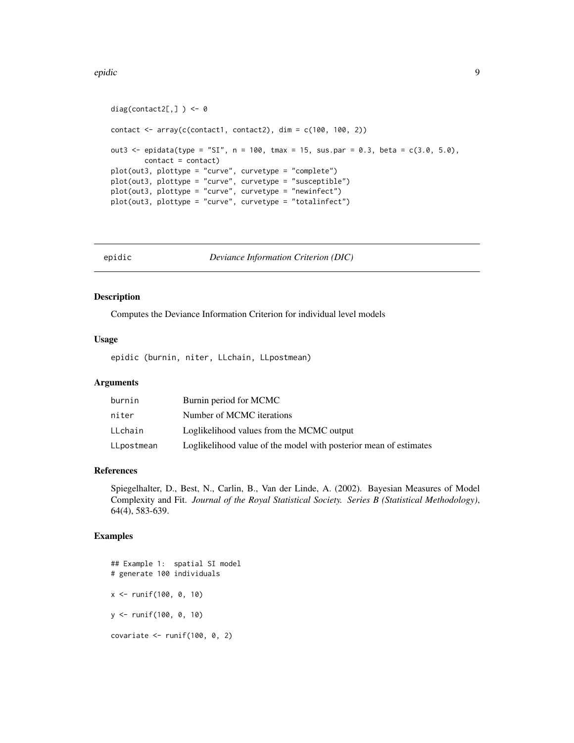```
diag(contact2[,] ) <- 0

contact <- array(c(contact1, contact2), dim = c(100, 100, 2))

out3 <- epidata(type = "SI", n = 100, tmax = 15, sus.par = 0.3, beta = c(3.0, 5.0),
       contact = contact)
plot(out3, plottype = "curve", curvetype = "complete")
plot(out3, plottype = "curve", curvetype = "susceptible")
plot(out3, plottype = "curve", curvetype = "newinfect")
plot(out3, plottype = "curve", curvetype = "totalinfect")
```

## epidic *Deviance Information Criterion (DIC)*

### Description

Computes the Deviance Information Criterion for individual level models

### Usage

```
epidic (burnin, niter, LLchain, LLpostmean)
```

### Arguments

| | |
|---|---|
| burnin | Burnin period for MCMC |
| niter | Number of MCMC iterations |
| LLchain | Loglikelihood values from the MCMC output |
| LLpostmean | Loglikelihood value of the model with posterior mean of estimates |

### References

Spiegelhalter, D., Best, N., Carlin, B., Van der Linde, A. (2002). Bayesian Measures of Model Complexity and Fit. *Journal of the Royal Statistical Society. Series B (Statistical Methodology)*, 64(4), 583-639.

### Examples

```
## Example 1:  spatial SI model
# generate 100 individuals

x <- runif(100, 0, 10)

y <- runif(100, 0, 10)

covariate <- runif(100, 0, 2)
```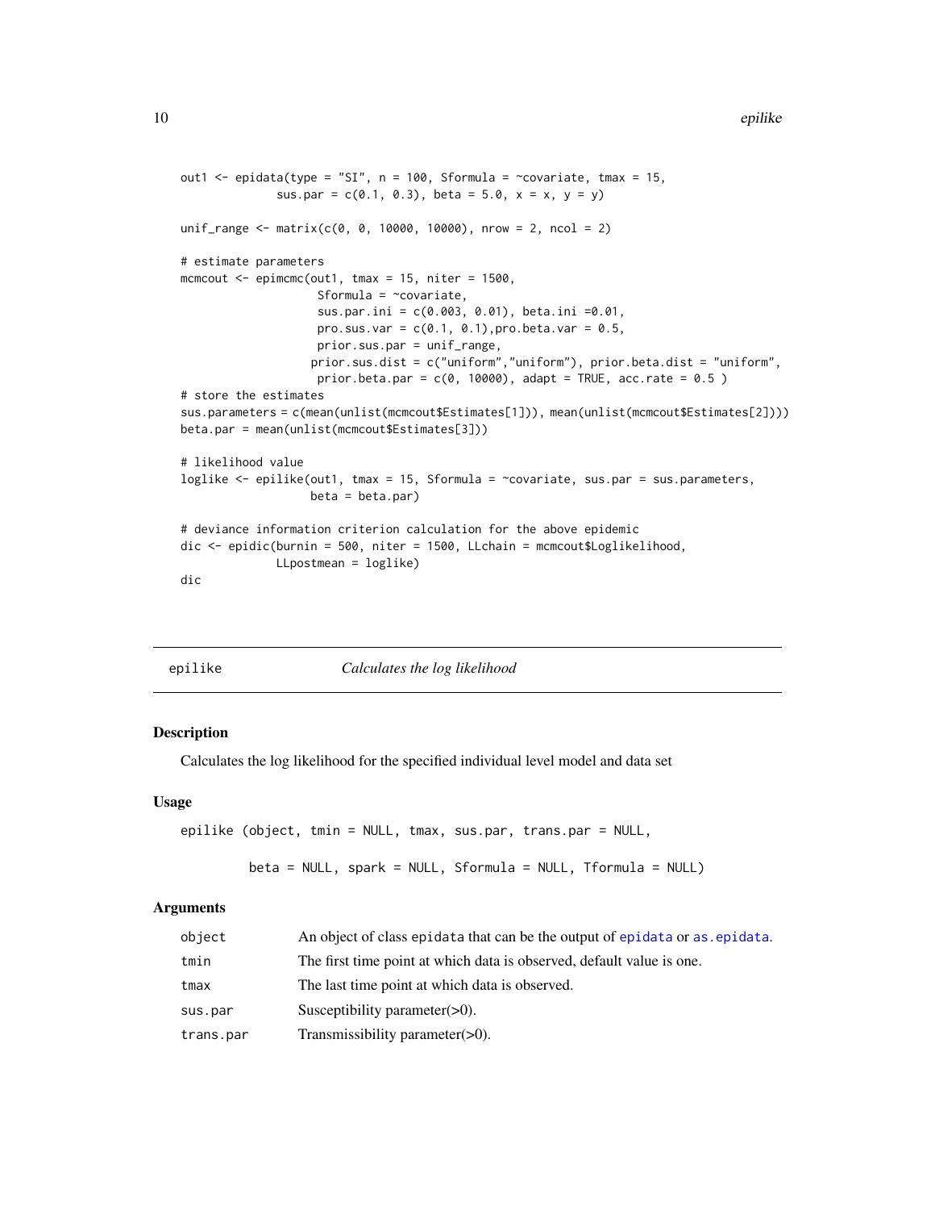```
out1 <- epidata(type = "SI", n = 100, Sformula = ~covariate, tmax = 15,
             sus.par = c(0.1, 0.3), beta = 5.0, x = x, y = y)

unif_range <- matrix(c(0, 0, 10000, 10000), nrow = 2, ncol = 2)

# estimate parameters
mcmcout <- epimcmc(out1, tmax = 15, niter = 1500,
                   Sformula = ~covariate,
                   sus.par.ini = c(0.003, 0.01), beta.ini =0.01,
                   pro.sus.var = c(0.1, 0.1),pro.beta.var = 0.5,
                   prior.sus.par = unif_range,
                  prior.sus.dist = c("uniform","uniform"), prior.beta.dist = "uniform",
                   prior.beta.par = c(0, 10000), adapt = TRUE, acc.rate = 0.5 )
# store the estimates
sus.parameters = c(mean(unlist(mcmcout$Estimates[1])), mean(unlist(mcmcout$Estimates[2])))
beta.par = mean(unlist(mcmcout$Estimates[3]))

# likelihood value
loglike <- epilike(out1, tmax = 15, Sformula = ~covariate, sus.par = sus.parameters,
                  beta = beta.par)

# deviance information criterion calculation for the above epidemic
dic <- epidic(burnin = 500, niter = 1500, LLchain = mcmcout$Loglikelihood,
             LLpostmean = loglike)
dic
```

## epilike — *Calculates the log likelihood*

### Description

Calculates the log likelihood for the specified individual level model and data set

### Usage

```
epilike (object, tmin = NULL, tmax, sus.par, trans.par = NULL,

         beta = NULL, spark = NULL, Sformula = NULL, Tformula = NULL)
```

### Arguments

| | |
|---|---|
| object | An object of class epidata that can be the output of epidata or as.epidata. |
| tmin | The first time point at which data is observed, default value is one. |
| tmax | The last time point at which data is observed. |
| sus.par | Susceptibility parameter(>0). |
| trans.par | Transmissibility parameter(>0). |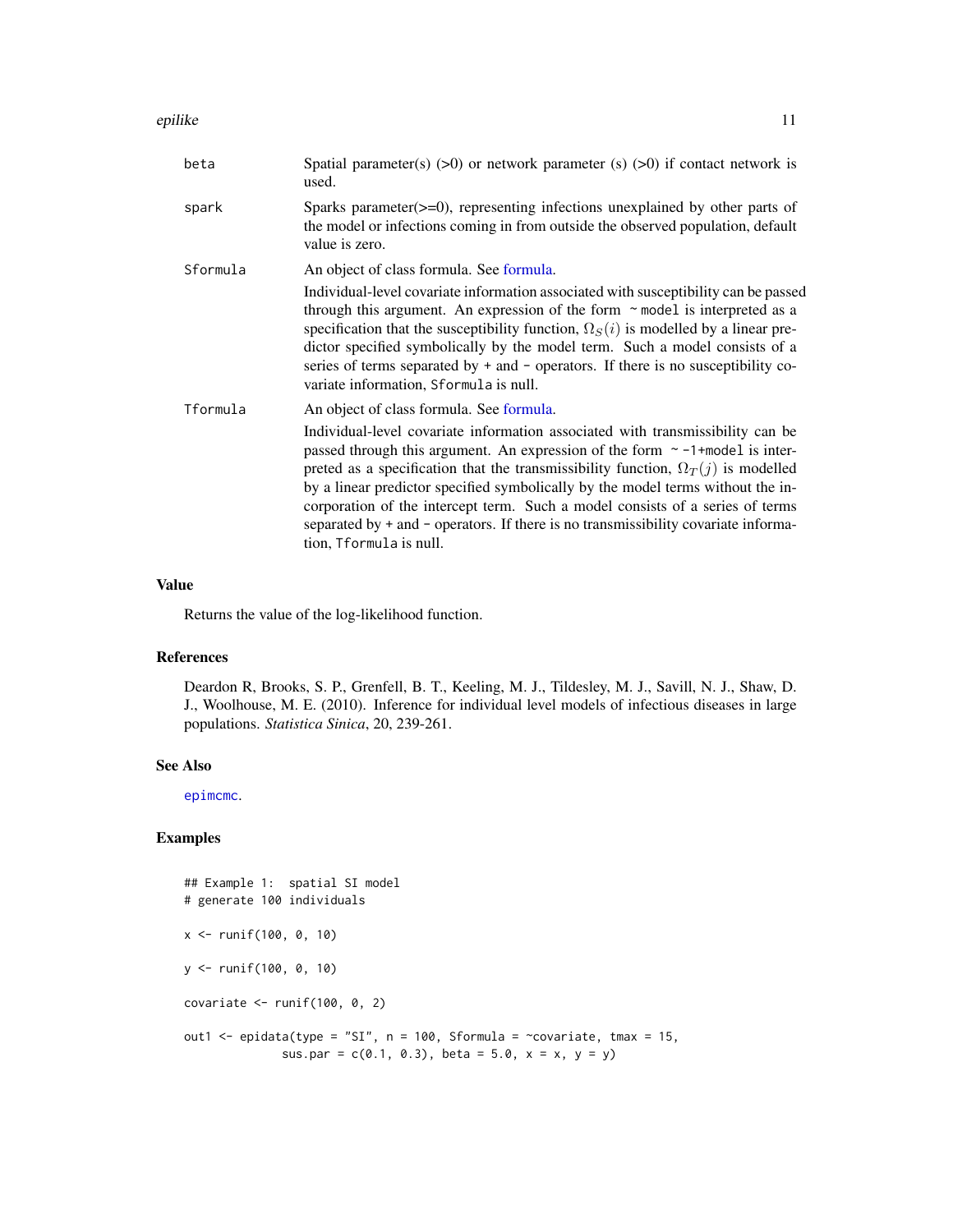| | |
|---|---|
| beta | Spatial parameter(s) (>0) or network parameter (s) (>0) if contact network is used. |
| spark | Sparks parameter(>=0), representing infections unexplained by other parts of the model or infections coming in from outside the observed population, default value is zero. |
| Sformula | An object of class formula. See formula.<br><br>Individual-level covariate information associated with susceptibility can be passed through this argument. An expression of the form `~model` is interpreted as a specification that the susceptibility function, $\Omega_S(i)$ is modelled by a linear predictor specified symbolically by the model term. Such a model consists of a series of terms separated by + and - operators. If there is no susceptibility covariate information, `Sformula` is null. |
| Tformula | An object of class formula. See formula.<br><br>Individual-level covariate information associated with transmissibility can be passed through this argument. An expression of the form `~-1+model` is interpreted as a specification that the transmissibility function, $\Omega_T(j)$ is modelled by a linear predictor specified symbolically by the model terms without the incorporation of the intercept term. Such a model consists of a series of terms separated by + and - operators. If there is no transmissibility covariate information, `Tformula` is null. |

## Value

Returns the value of the log-likelihood function.

## References

Deardon R, Brooks, S. P., Grenfell, B. T., Keeling, M. J., Tildesley, M. J., Savill, N. J., Shaw, D. J., Woolhouse, M. E. (2010). Inference for individual level models of infectious diseases in large populations. *Statistica Sinica*, 20, 239-261.

## See Also

epimcmc.

## Examples

```
## Example 1:  spatial SI model
# generate 100 individuals

x <- runif(100, 0, 10)

y <- runif(100, 0, 10)

covariate <- runif(100, 0, 2)

out1 <- epidata(type = "SI", n = 100, Sformula = ~covariate, tmax = 15,
              sus.par = c(0.1, 0.3), beta = 5.0, x = x, y = y)
```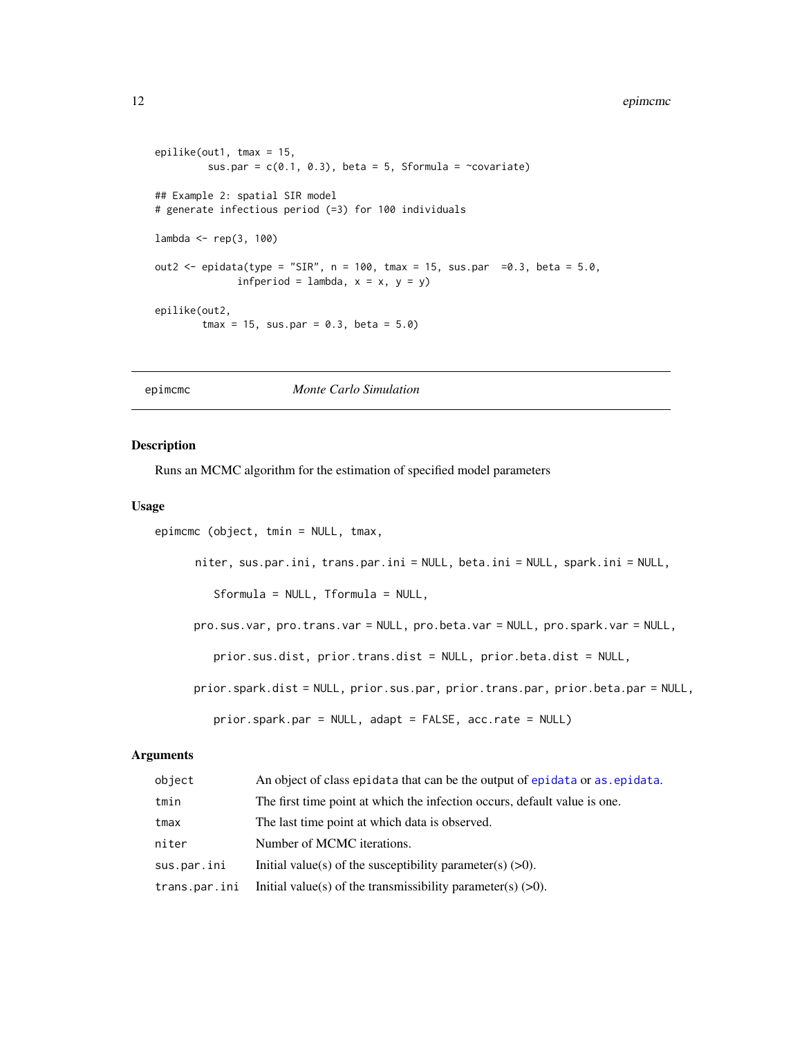```
epilike(out1, tmax = 15,
         sus.par = c(0.1, 0.3), beta = 5, Sformula = ~covariate)

## Example 2: spatial SIR model
# generate infectious period (=3) for 100 individuals

lambda <- rep(3, 100)

out2 <- epidata(type = "SIR", n = 100, tmax = 15, sus.par  =0.3, beta = 5.0,
              infperiod = lambda, x = x, y = y)

epilike(out2,
        tmax = 15, sus.par = 0.3, beta = 5.0)
```

## epimcmc — *Monte Carlo Simulation*

### Description

Runs an MCMC algorithm for the estimation of specified model parameters

### Usage

```
epimcmc (object, tmin = NULL, tmax,

      niter, sus.par.ini, trans.par.ini = NULL, beta.ini = NULL, spark.ini = NULL,

         Sformula = NULL, Tformula = NULL,

      pro.sus.var, pro.trans.var = NULL, pro.beta.var = NULL, pro.spark.var = NULL,

         prior.sus.dist, prior.trans.dist = NULL, prior.beta.dist = NULL,

      prior.spark.dist = NULL, prior.sus.par, prior.trans.par, prior.beta.par = NULL,

         prior.spark.par = NULL, adapt = FALSE, acc.rate = NULL)
```

### Arguments

| | |
|---|---|
| `object` | An object of class `epidata` that can be the output of `epidata` or `as.epidata`. |
| `tmin` | The first time point at which the infection occurs, default value is one. |
| `tmax` | The last time point at which data is observed. |
| `niter` | Number of MCMC iterations. |
| `sus.par.ini` | Initial value(s) of the susceptibility parameter(s) (>0). |
| `trans.par.ini` | Initial value(s) of the transmissibility parameter(s) (>0). |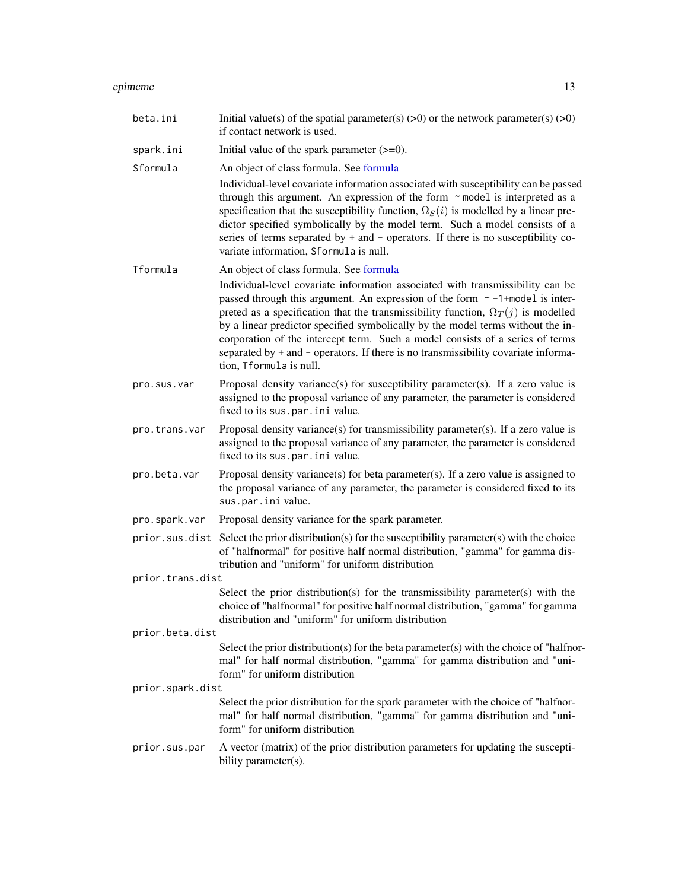| | |
|---|---|
| `beta.ini` | Initial value(s) of the spatial parameter(s) (>0) or the network parameter(s) (>0) if contact network is used. |
| `spark.ini` | Initial value of the spark parameter (>=0). |
| `Sformula` | An object of class formula. See formula<br><br>Individual-level covariate information associated with susceptibility can be passed through this argument. An expression of the form `~ model` is interpreted as a specification that the susceptibility function, $\Omega_S(i)$ is modelled by a linear predictor specified symbolically by the model term. Such a model consists of a series of terms separated by `+` and `-` operators. If there is no susceptibility covariate information, `Sformula` is null. |
| `Tformula` | An object of class formula. See formula<br><br>Individual-level covariate information associated with transmissibility can be passed through this argument. An expression of the form `~ -1+model` is interpreted as a specification that the transmissibility function, $\Omega_T(j)$ is modelled by a linear predictor specified symbolically by the model terms without the incorporation of the intercept term. Such a model consists of a series of terms separated by `+` and `-` operators. If there is no transmissibility covariate information, `Tformula` is null. |
| `pro.sus.var` | Proposal density variance(s) for susceptibility parameter(s). If a zero value is assigned to the proposal variance of any parameter, the parameter is considered fixed to its `sus.par.ini` value. |
| `pro.trans.var` | Proposal density variance(s) for transmissibility parameter(s). If a zero value is assigned to the proposal variance of any parameter, the parameter is considered fixed to its `sus.par.ini` value. |
| `pro.beta.var` | Proposal density variance(s) for beta parameter(s). If a zero value is assigned to the proposal variance of any parameter, the parameter is considered fixed to its `sus.par.ini` value. |
| `pro.spark.var` | Proposal density variance for the spark parameter. |
| `prior.sus.dist` | Select the prior distribution(s) for the susceptibility parameter(s) with the choice of "halfnormal" for positive half normal distribution, "gamma" for gamma distribution and "uniform" for uniform distribution |
| `prior.trans.dist` | Select the prior distribution(s) for the transmissibility parameter(s) with the choice of "halfnormal" for positive half normal distribution, "gamma" for gamma distribution and "uniform" for uniform distribution |
| `prior.beta.dist` | Select the prior distribution(s) for the beta parameter(s) with the choice of "halfnormal" for half normal distribution, "gamma" for gamma distribution and "uniform" for uniform distribution |
| `prior.spark.dist` | Select the prior distribution for the spark parameter with the choice of "halfnormal" for half normal distribution, "gamma" for gamma distribution and "uniform" for uniform distribution |
| `prior.sus.par` | A vector (matrix) of the prior distribution parameters for updating the susceptibility parameter(s). |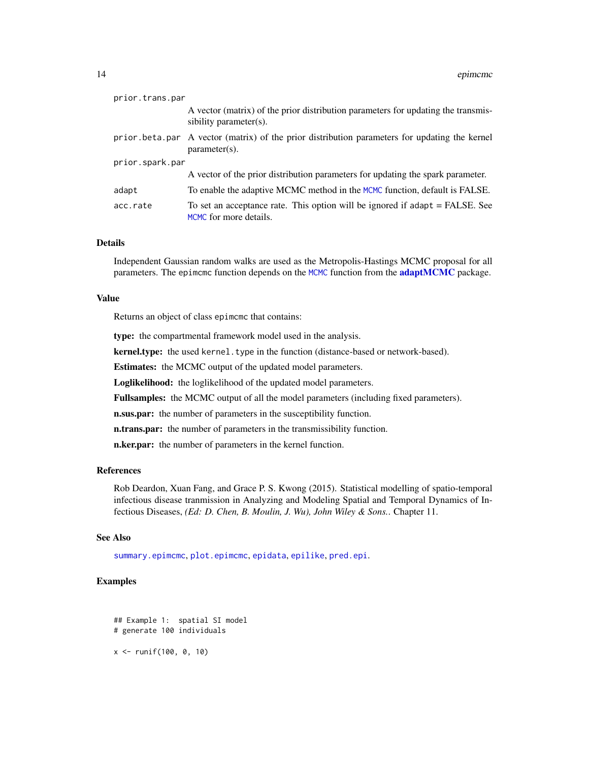| | |
|---|---|
| prior.trans.par | A vector (matrix) of the prior distribution parameters for updating the transmissibility parameter(s). |
| prior.beta.par | A vector (matrix) of the prior distribution parameters for updating the kernel parameter(s). |
| prior.spark.par | A vector of the prior distribution parameters for updating the spark parameter. |
| adapt | To enable the adaptive MCMC method in the MCMC function, default is FALSE. |
| acc.rate | To set an acceptance rate. This option will be ignored if adapt = FALSE. See MCMC for more details. |

### Details

Independent Gaussian random walks are used as the Metropolis-Hastings MCMC proposal for all parameters. The epimcmc function depends on the MCMC function from the **adaptMCMC** package.

### Value

Returns an object of class epimcmc that contains:

**type:** the compartmental framework model used in the analysis.

**kernel.type:** the used kernel.type in the function (distance-based or network-based).

**Estimates:** the MCMC output of the updated model parameters.

**Loglikelihood:** the loglikelihood of the updated model parameters.

**Fullsamples:** the MCMC output of all the model parameters (including fixed parameters).

**n.sus.par:** the number of parameters in the susceptibility function.

**n.trans.par:** the number of parameters in the transmissibility function.

**n.ker.par:** the number of parameters in the kernel function.

### References

Rob Deardon, Xuan Fang, and Grace P. S. Kwong (2015). Statistical modelling of spatio-temporal infectious disease tranmission in Analyzing and Modeling Spatial and Temporal Dynamics of Infectious Diseases, *(Ed: D. Chen, B. Moulin, J. Wu), John Wiley & Sons.*. Chapter 11.

### See Also

summary.epimcmc, plot.epimcmc, epidata, epilike, pred.epi.

### Examples

```
## Example 1:  spatial SI model
# generate 100 individuals

x <- runif(100, 0, 10)
```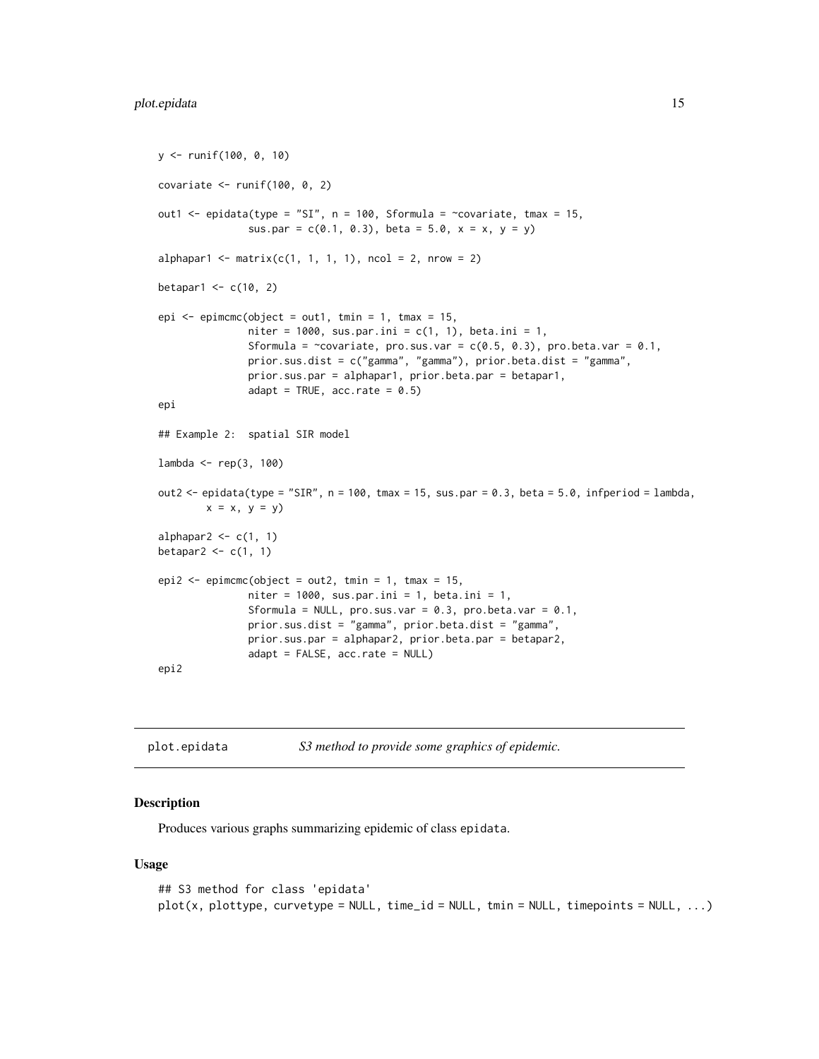```
y <- runif(100, 0, 10)

covariate <- runif(100, 0, 2)

out1 <- epidata(type = "SI", n = 100, Sformula = ~covariate, tmax = 15,
               sus.par = c(0.1, 0.3), beta = 5.0, x = x, y = y)

alphapar1 <- matrix(c(1, 1, 1, 1), ncol = 2, nrow = 2)

betapar1 <- c(10, 2)

epi <- epimcmc(object = out1, tmin = 1, tmax = 15,
               niter = 1000, sus.par.ini = c(1, 1), beta.ini = 1,
               Sformula = ~covariate, pro.sus.var = c(0.5, 0.3), pro.beta.var = 0.1,
               prior.sus.dist = c("gamma", "gamma"), prior.beta.dist = "gamma",
               prior.sus.par = alphapar1, prior.beta.par = betapar1,
               adapt = TRUE, acc.rate = 0.5)
epi

## Example 2:  spatial SIR model

lambda <- rep(3, 100)

out2 <- epidata(type = "SIR", n = 100, tmax = 15, sus.par = 0.3, beta = 5.0, infperiod = lambda,
        x = x, y = y)

alphapar2 <- c(1, 1)
betapar2 <- c(1, 1)

epi2 <- epimcmc(object = out2, tmin = 1, tmax = 15,
               niter = 1000, sus.par.ini = 1, beta.ini = 1,
               Sformula = NULL, pro.sus.var = 0.3, pro.beta.var = 0.1,
               prior.sus.dist = "gamma", prior.beta.dist = "gamma",
               prior.sus.par = alphapar2, prior.beta.par = betapar2,
               adapt = FALSE, acc.rate = NULL)
epi2
```

---

## plot.epidata — *S3 method to provide some graphics of epidemic.*

### Description

Produces various graphs summarizing epidemic of class epidata.

### Usage

```
## S3 method for class 'epidata'
plot(x, plottype, curvetype = NULL, time_id = NULL, tmin = NULL, timepoints = NULL, ...)
```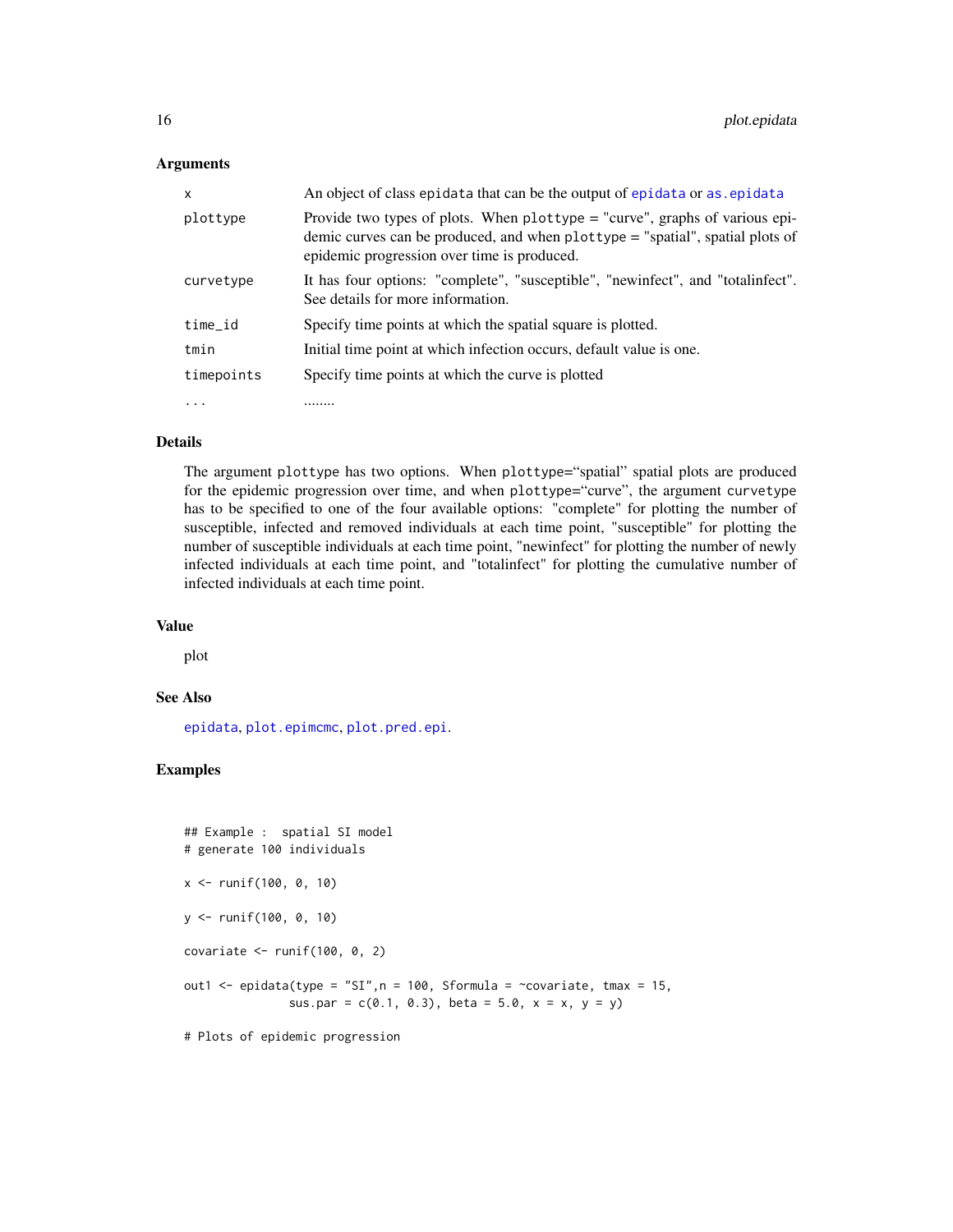### Arguments

| | |
|---|---|
| x | An object of class epidata that can be the output of epidata or as.epidata |
| plottype | Provide two types of plots. When plottype = "curve", graphs of various epidemic curves can be produced, and when plottype = "spatial", spatial plots of epidemic progression over time is produced. |
| curvetype | It has four options: "complete", "susceptible", "newinfect", and "totalinfect". See details for more information. |
| time_id | Specify time points at which the spatial square is plotted. |
| tmin | Initial time point at which infection occurs, default value is one. |
| timepoints | Specify time points at which the curve is plotted |
| ... | ........ |

### Details

The argument plottype has two options. When plottype="spatial" spatial plots are produced for the epidemic progression over time, and when plottype="curve", the argument curvetype has to be specified to one of the four available options: "complete" for plotting the number of susceptible, infected and removed individuals at each time point, "susceptible" for plotting the number of susceptible individuals at each time point, "newinfect" for plotting the number of newly infected individuals at each time point, and "totalinfect" for plotting the cumulative number of infected individuals at each time point.

### Value

plot

### See Also

epidata, plot.epimcmc, plot.pred.epi.

### Examples

```
## Example :  spatial SI model
# generate 100 individuals

x <- runif(100, 0, 10)

y <- runif(100, 0, 10)

covariate <- runif(100, 0, 2)

out1 <- epidata(type = "SI",n = 100, Sformula = ~covariate, tmax = 15,
               sus.par = c(0.1, 0.3), beta = 5.0, x = x, y = y)

# Plots of epidemic progression
```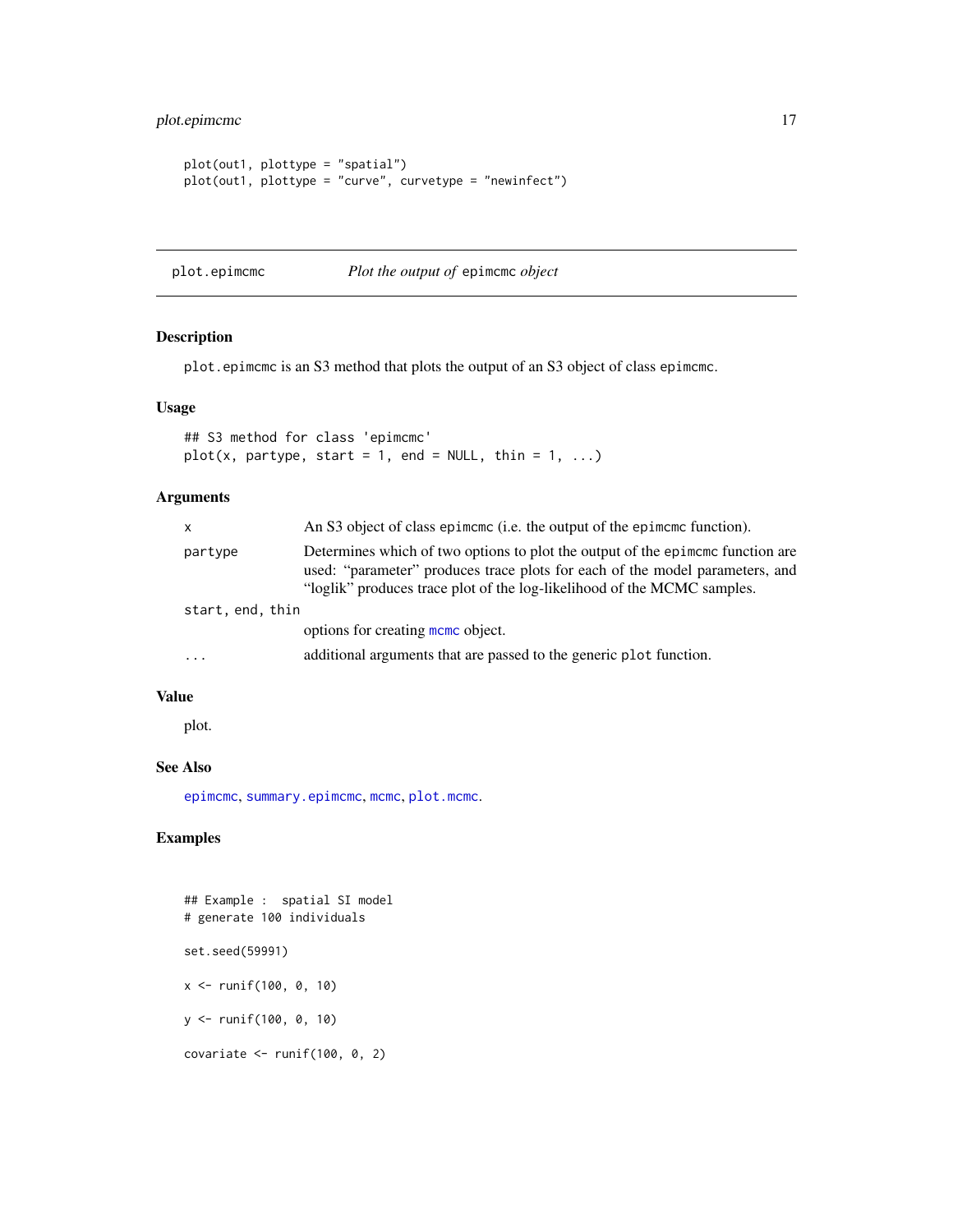```
plot(out1, plottype = "spatial")
plot(out1, plottype = "curve", curvetype = "newinfect")
```

## plot.epimcmc — *Plot the output of* epimcmc *object*

### Description

plot.epimcmc is an S3 method that plots the output of an S3 object of class epimcmc.

### Usage

```
## S3 method for class 'epimcmc'
plot(x, partype, start = 1, end = NULL, thin = 1, ...)
```

### Arguments

| | |
|---|---|
| x | An S3 object of class epimcmc (i.e. the output of the epimcmc function). |
| partype | Determines which of two options to plot the output of the epimcmc function are used: "parameter" produces trace plots for each of the model parameters, and "loglik" produces trace plot of the log-likelihood of the MCMC samples. |
| start, end, thin | options for creating mcmc object. |
| ... | additional arguments that are passed to the generic plot function. |

### Value

plot.

### See Also

epimcmc, summary.epimcmc, mcmc, plot.mcmc.

### Examples

```
## Example :  spatial SI model
# generate 100 individuals

set.seed(59991)

x <- runif(100, 0, 10)

y <- runif(100, 0, 10)

covariate <- runif(100, 0, 2)
```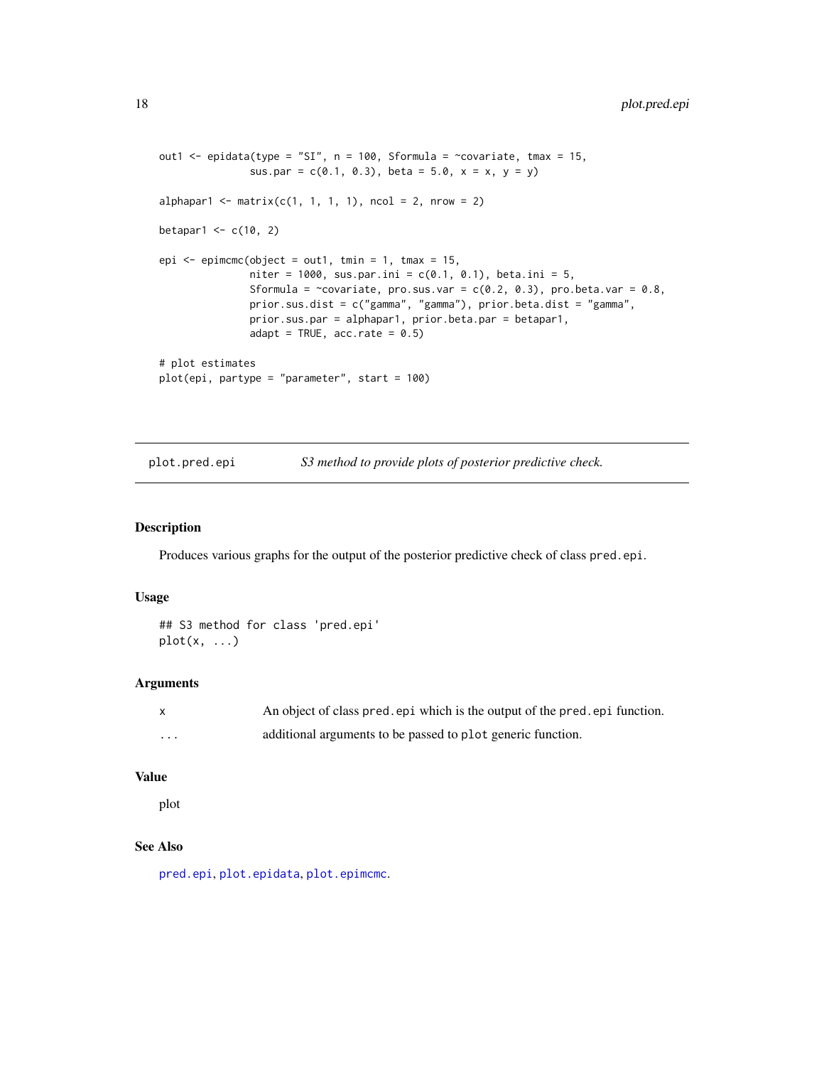```
out1 <- epidata(type = "SI", n = 100, Sformula = ~covariate, tmax = 15,
               sus.par = c(0.1, 0.3), beta = 5.0, x = x, y = y)

alphapar1 <- matrix(c(1, 1, 1, 1), ncol = 2, nrow = 2)

betapar1 <- c(10, 2)

epi <- epimcmc(object = out1, tmin = 1, tmax = 15,
               niter = 1000, sus.par.ini = c(0.1, 0.1), beta.ini = 5,
               Sformula = ~covariate, pro.sus.var = c(0.2, 0.3), pro.beta.var = 0.8,
               prior.sus.dist = c("gamma", "gamma"), prior.beta.dist = "gamma",
               prior.sus.par = alphapar1, prior.beta.par = betapar1,
               adapt = TRUE, acc.rate = 0.5)

# plot estimates
plot(epi, partype = "parameter", start = 100)
```

---

## plot.pred.epi *S3 method to provide plots of posterior predictive check.*

---

### Description

Produces various graphs for the output of the posterior predictive check of class `pred.epi`.

### Usage

```
## S3 method for class 'pred.epi'
plot(x, ...)
```

### Arguments

| | |
|---|---|
| `x` | An object of class `pred.epi` which is the output of the `pred.epi` function. |
| `...` | additional arguments to be passed to `plot` generic function. |

### Value

plot

### See Also

`pred.epi`, `plot.epidata`, `plot.epimcmc`.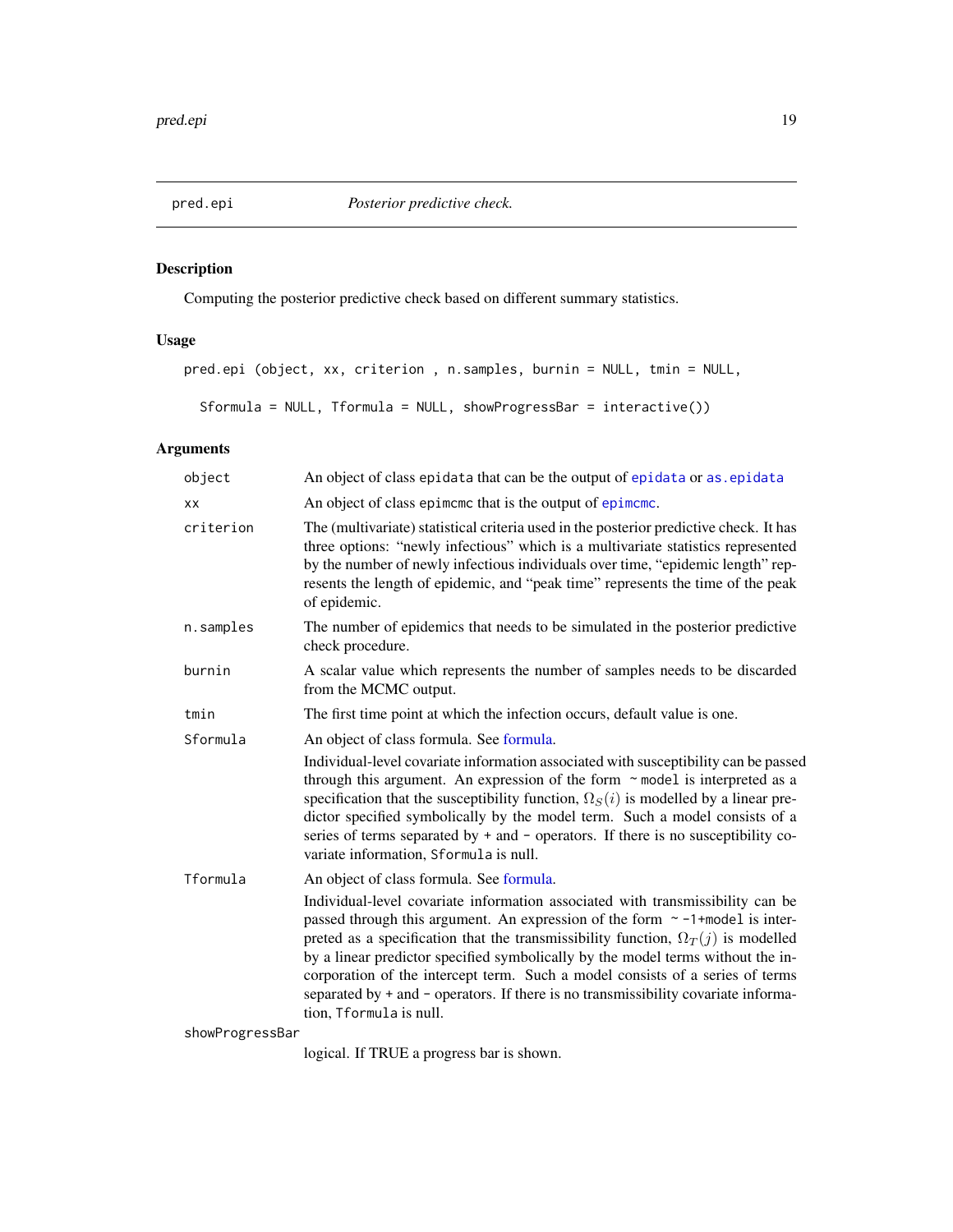## pred.epi *Posterior predictive check.*

### Description

Computing the posterior predictive check based on different summary statistics.

### Usage

```
pred.epi (object, xx, criterion , n.samples, burnin = NULL, tmin = NULL,

  Sformula = NULL, Tformula = NULL, showProgressBar = interactive())
```

### Arguments

| | |
|---|---|
| `object` | An object of class `epidata` that can be the output of `epidata` or `as.epidata` |
| `xx` | An object of class `epimcmc` that is the output of `epimcmc`. |
| `criterion` | The (multivariate) statistical criteria used in the posterior predictive check. It has three options: "newly infectious" which is a multivariate statistics represented by the number of newly infectious individuals over time, "epidemic length" represents the length of epidemic, and "peak time" represents the time of the peak of epidemic. |
| `n.samples` | The number of epidemics that needs to be simulated in the posterior predictive check procedure. |
| `burnin` | A scalar value which represents the number of samples needs to be discarded from the MCMC output. |
| `tmin` | The first time point at which the infection occurs, default value is one. |
| `Sformula` | An object of class formula. See formula. Individual-level covariate information associated with susceptibility can be passed through this argument. An expression of the form `~model` is interpreted as a specification that the susceptibility function, $\Omega_S(i)$ is modelled by a linear predictor specified symbolically by the model term. Such a model consists of a series of terms separated by `+` and `-` operators. If there is no susceptibility covariate information, `Sformula` is null. |
| `Tformula` | An object of class formula. See formula. Individual-level covariate information associated with transmissibility can be passed through this argument. An expression of the form `~-1+model` is interpreted as a specification that the transmissibility function, $\Omega_T(j)$ is modelled by a linear predictor specified symbolically by the model terms without the incorporation of the intercept term. Such a model consists of a series of terms separated by `+` and `-` operators. If there is no transmissibility covariate information, `Tformula` is null. |
| `showProgressBar` | logical. If TRUE a progress bar is shown. |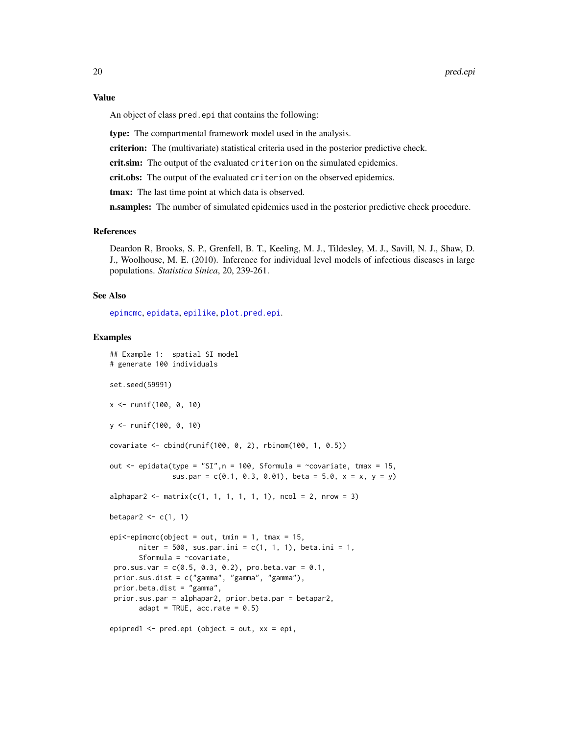## Value

An object of class `pred.epi` that contains the following:

**type:** The compartmental framework model used in the analysis.

**criterion:** The (multivariate) statistical criteria used in the posterior predictive check.

**crit.sim:** The output of the evaluated `criterion` on the simulated epidemics.

**crit.obs:** The output of the evaluated `criterion` on the observed epidemics.

**tmax:** The last time point at which data is observed.

**n.samples:** The number of simulated epidemics used in the posterior predictive check procedure.

## References

Deardon R, Brooks, S. P., Grenfell, B. T., Keeling, M. J., Tildesley, M. J., Savill, N. J., Shaw, D. J., Woolhouse, M. E. (2010). Inference for individual level models of infectious diseases in large populations. *Statistica Sinica*, 20, 239-261.

## See Also

`epimcmc`, `epidata`, `epilike`, `plot.pred.epi`.

## Examples

```
## Example 1:  spatial SI model
# generate 100 individuals

set.seed(59991)

x <- runif(100, 0, 10)

y <- runif(100, 0, 10)

covariate <- cbind(runif(100, 0, 2), rbinom(100, 1, 0.5))

out <- epidata(type = "SI",n = 100, Sformula = ~covariate, tmax = 15,
               sus.par = c(0.1, 0.3, 0.01), beta = 5.0, x = x, y = y)

alphapar2 <- matrix(c(1, 1, 1, 1, 1, 1), ncol = 2, nrow = 3)

betapar2 <- c(1, 1)

epi<-epimcmc(object = out, tmin = 1, tmax = 15,
       niter = 500, sus.par.ini = c(1, 1, 1), beta.ini = 1,
       Sformula = ~covariate,
 pro.sus.var = c(0.5, 0.3, 0.2), pro.beta.var = 0.1,
 prior.sus.dist = c("gamma", "gamma", "gamma"),
 prior.beta.dist = "gamma",
 prior.sus.par = alphapar2, prior.beta.par = betapar2,
       adapt = TRUE, acc.rate = 0.5)

epipred1 <- pred.epi (object = out, xx = epi,
```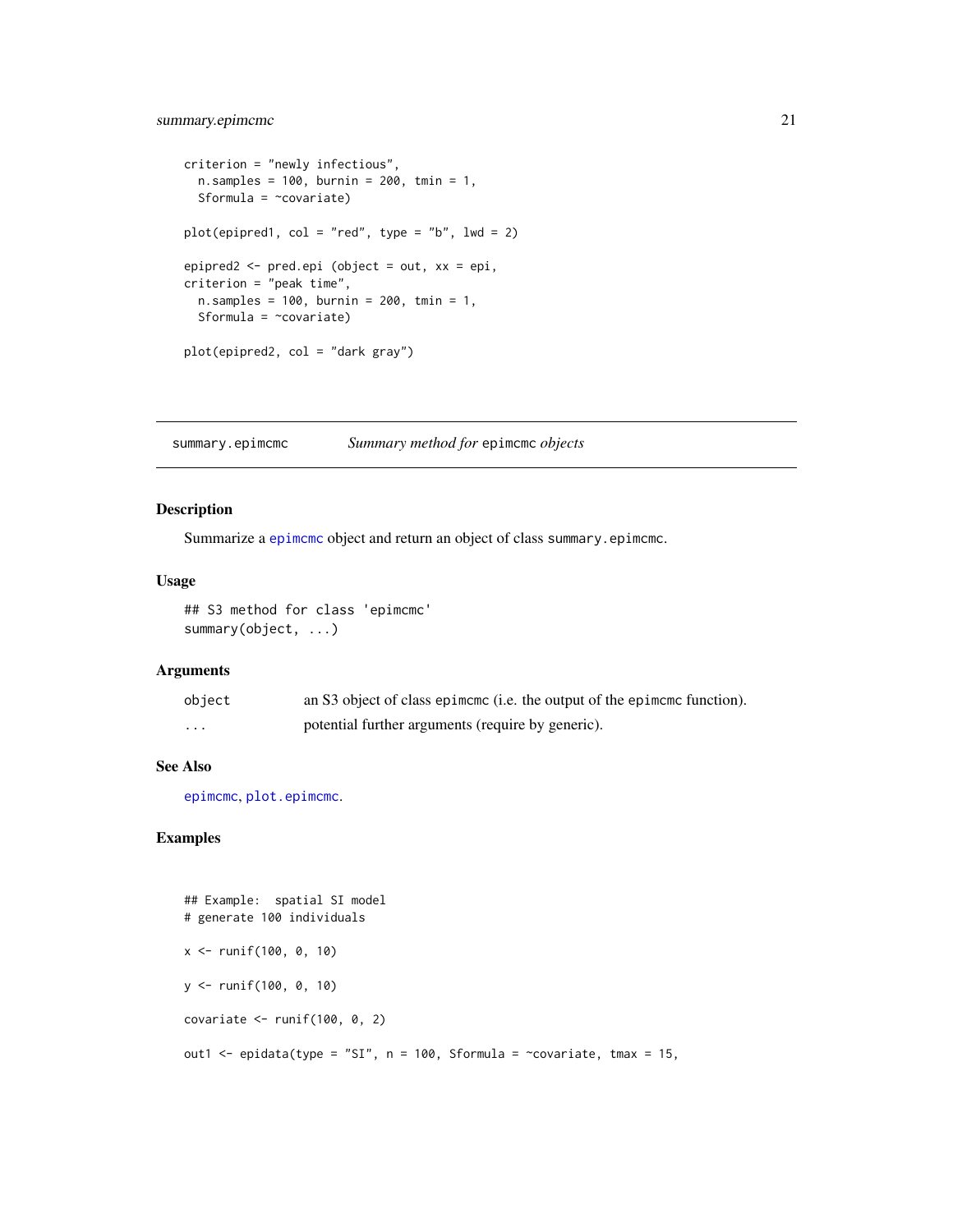```
criterion = "newly infectious",
  n.samples = 100, burnin = 200, tmin = 1,
  Sformula = ~covariate)

plot(epipred1, col = "red", type = "b", lwd = 2)

epipred2 <- pred.epi (object = out, xx = epi,
criterion = "peak time",
  n.samples = 100, burnin = 200, tmin = 1,
  Sformula = ~covariate)

plot(epipred2, col = "dark gray")
```

## summary.epimcmc — *Summary method for* epimcmc *objects*

### Description

Summarize a epimcmc object and return an object of class summary.epimcmc.

### Usage

```
## S3 method for class 'epimcmc'
summary(object, ...)
```

### Arguments

| | |
|---|---|
| object | an S3 object of class epimcmc (i.e. the output of the epimcmc function). |
| ... | potential further arguments (require by generic). |

### See Also

epimcmc, plot.epimcmc.

### Examples

```
## Example:  spatial SI model
# generate 100 individuals

x <- runif(100, 0, 10)

y <- runif(100, 0, 10)

covariate <- runif(100, 0, 2)

out1 <- epidata(type = "SI", n = 100, Sformula = ~covariate, tmax = 15,
```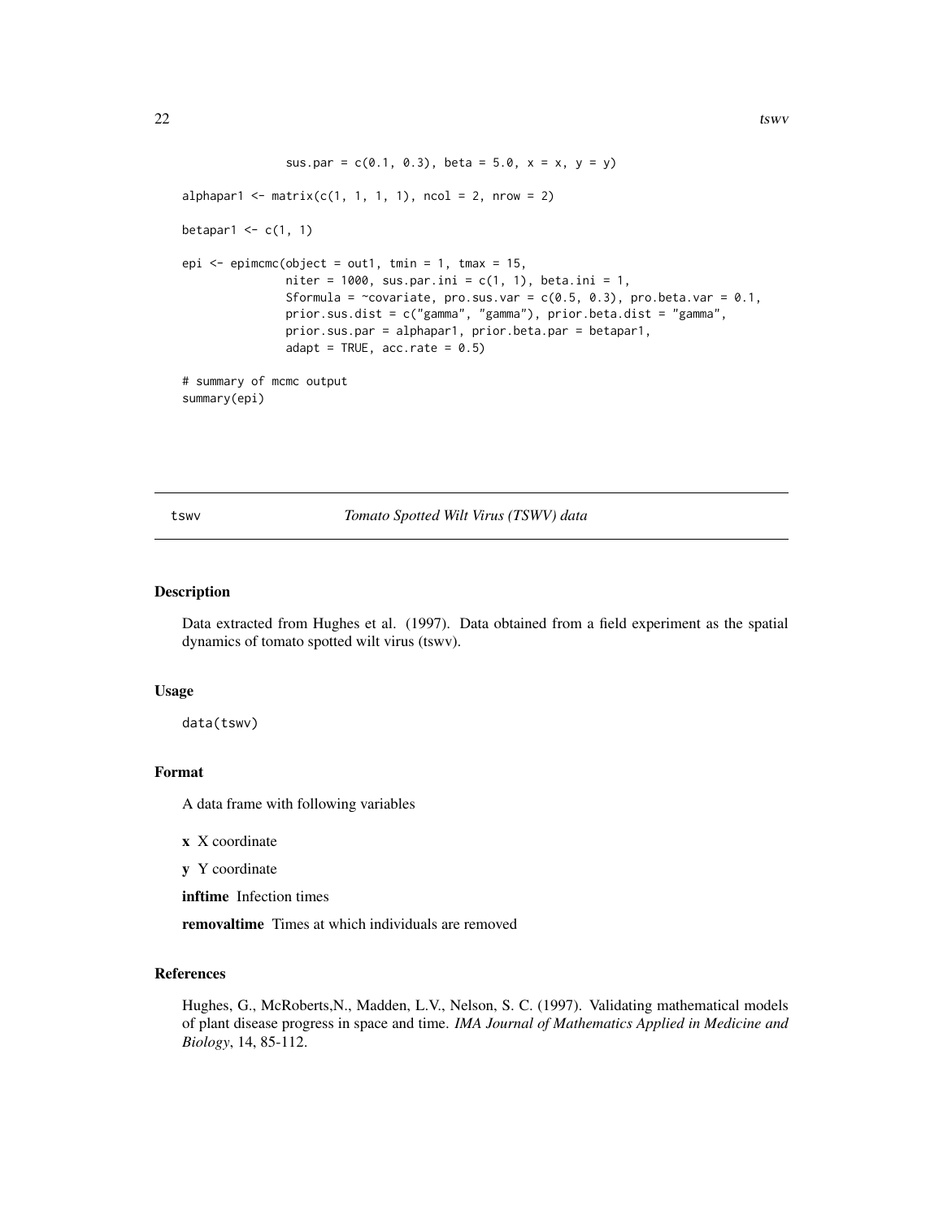```
              sus.par = c(0.1, 0.3), beta = 5.0, x = x, y = y)

alphapar1 <- matrix(c(1, 1, 1, 1), ncol = 2, nrow = 2)

betapar1 <- c(1, 1)

epi <- epimcmc(object = out1, tmin = 1, tmax = 15,
              niter = 1000, sus.par.ini = c(1, 1), beta.ini = 1,
              Sformula = ~covariate, pro.sus.var = c(0.5, 0.3), pro.beta.var = 0.1,
              prior.sus.dist = c("gamma", "gamma"), prior.beta.dist = "gamma",
              prior.sus.par = alphapar1, prior.beta.par = betapar1,
              adapt = TRUE, acc.rate = 0.5)

# summary of mcmc output
summary(epi)
```

## tswv *Tomato Spotted Wilt Virus (TSWV) data*

### Description

Data extracted from Hughes et al. (1997). Data obtained from a field experiment as the spatial dynamics of tomato spotted wilt virus (tswv).

### Usage

```
data(tswv)
```

### Format

A data frame with following variables

- **x** X coordinate
- **y** Y coordinate
- **inftime** Infection times
- **removaltime** Times at which individuals are removed

### References

Hughes, G., McRoberts,N., Madden, L.V., Nelson, S. C. (1997). Validating mathematical models of plant disease progress in space and time. *IMA Journal of Mathematics Applied in Medicine and Biology*, 14, 85-112.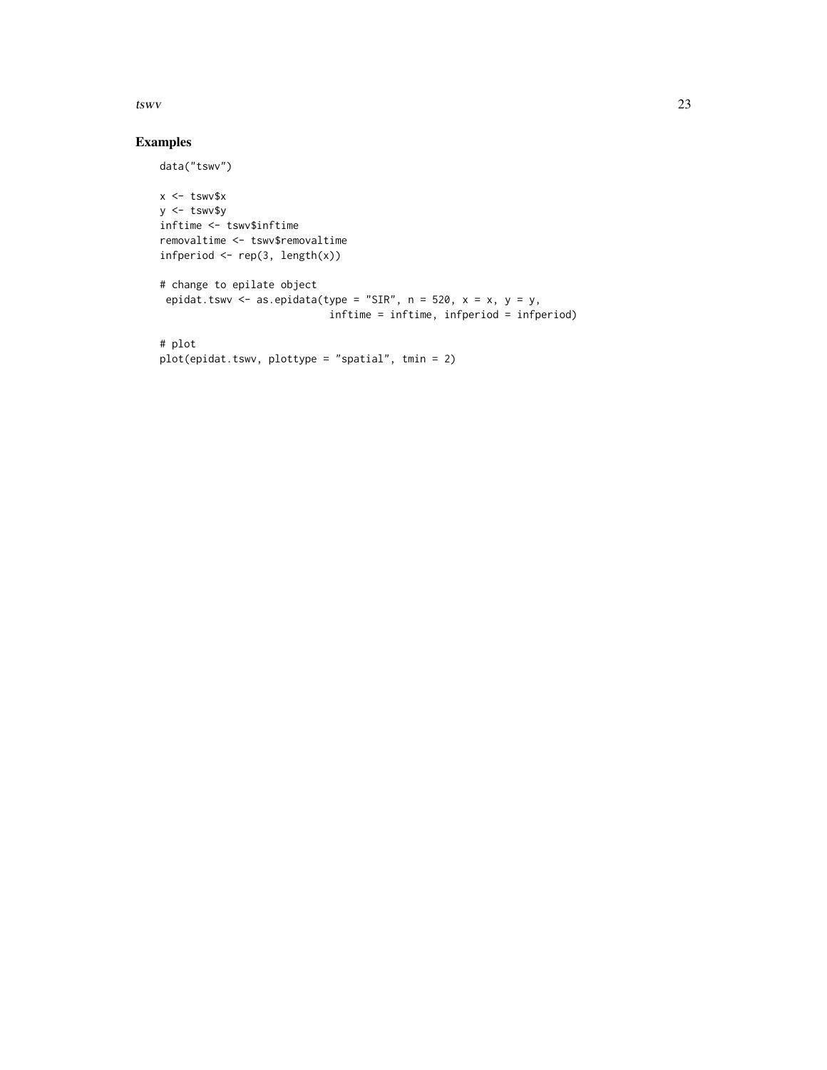## Examples

```
data("tswv")

x <- tswv$x
y <- tswv$y
inftime <- tswv$inftime
removaltime <- tswv$removaltime
infperiod <- rep(3, length(x))

# change to epilate object
 epidat.tswv <- as.epidata(type = "SIR", n = 520, x = x, y = y,
                            inftime = inftime, infperiod = infperiod)

# plot
plot(epidat.tswv, plottype = "spatial", tmin = 2)
```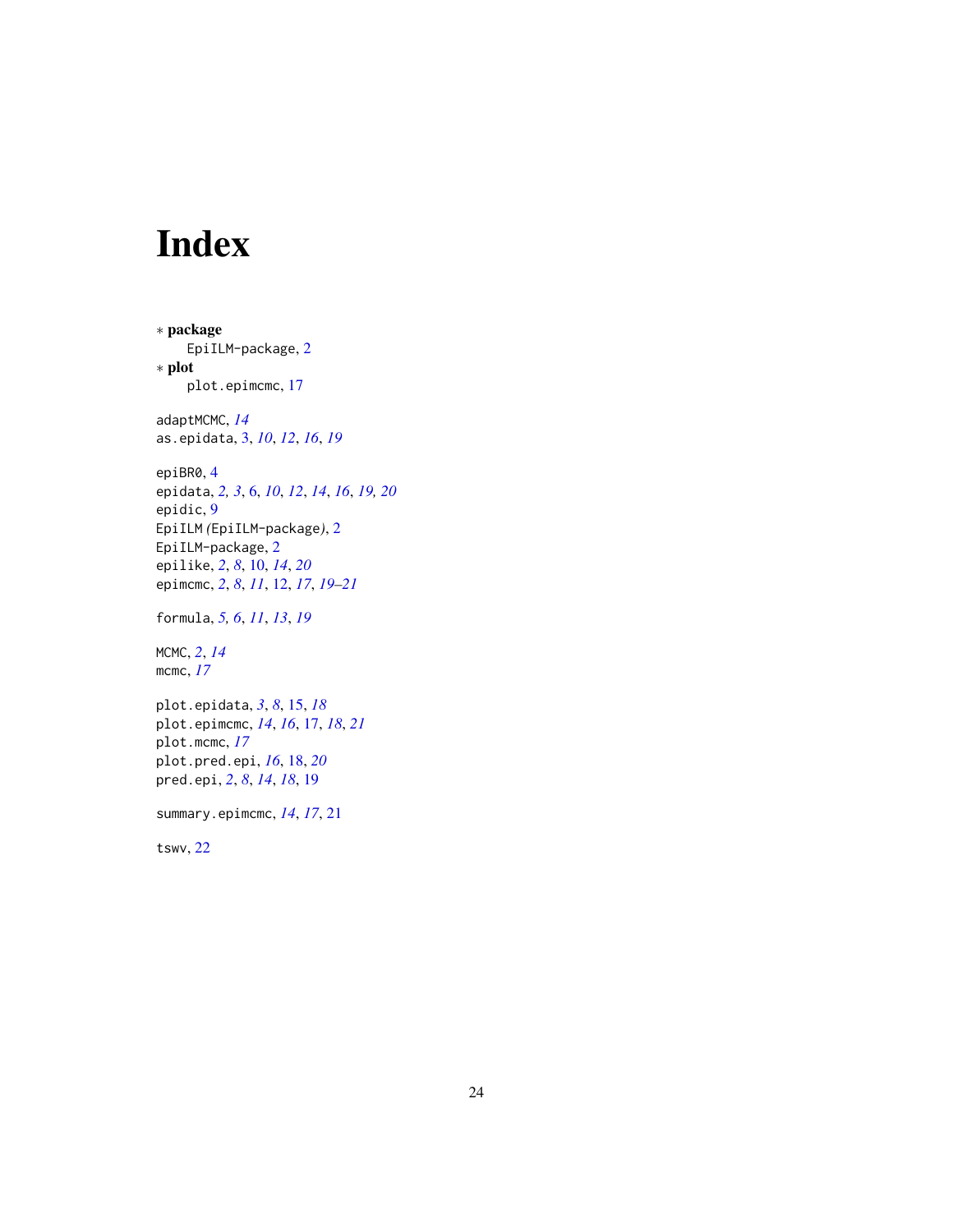# Index

* **package**
  EpiILM-package, 2
* **plot**
  plot.epimcmc, 17

adaptMCMC, *14*
as.epidata, 3, *10*, *12*, *16*, *19*

epiBR0, 4
epidata, *2, 3*, 6, *10*, *12*, *14*, *16*, *19, 20*
epidic, 9
EpiILM *(*EpiILM-package*)*, 2
EpiILM-package, 2
epilike, *2*, *8*, 10, *14*, *20*
epimcmc, *2*, *8*, *11*, 12, *17*, *19–21*

formula, *5, 6*, *11*, *13*, *19*

MCMC, *2*, *14*
mcmc, *17*

plot.epidata, *3*, *8*, 15, *18*
plot.epimcmc, *14*, *16*, 17, *18*, *21*
plot.mcmc, *17*
plot.pred.epi, *16*, 18, *20*
pred.epi, *2*, *8*, *14*, *18*, 19

summary.epimcmc, *14*, *17*, 21

tswv, 22